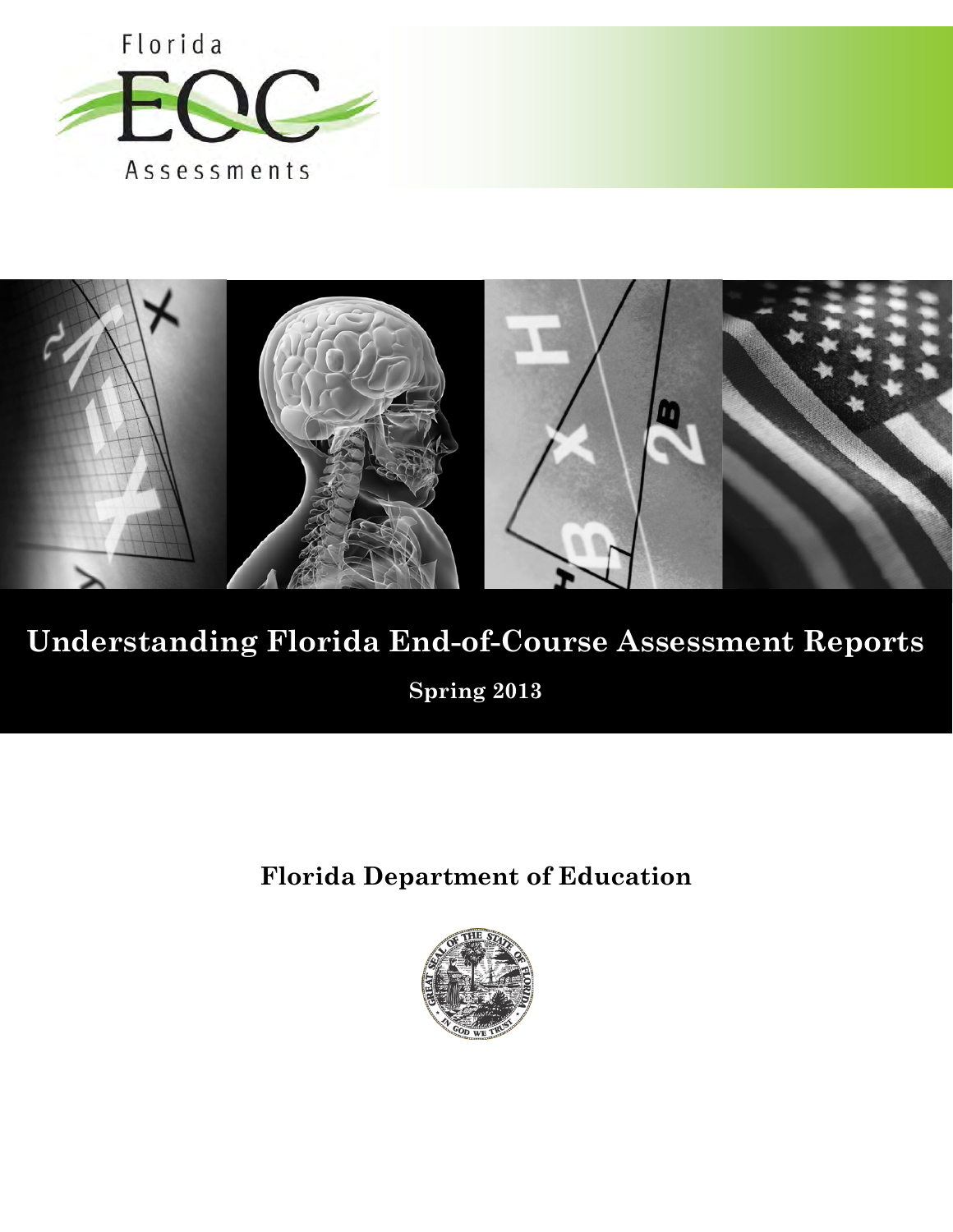Florida

EOC

Assessments

# Understanding Florida End-of-Course Assessment Reports

**Spring 2013**

## Florida Department of Education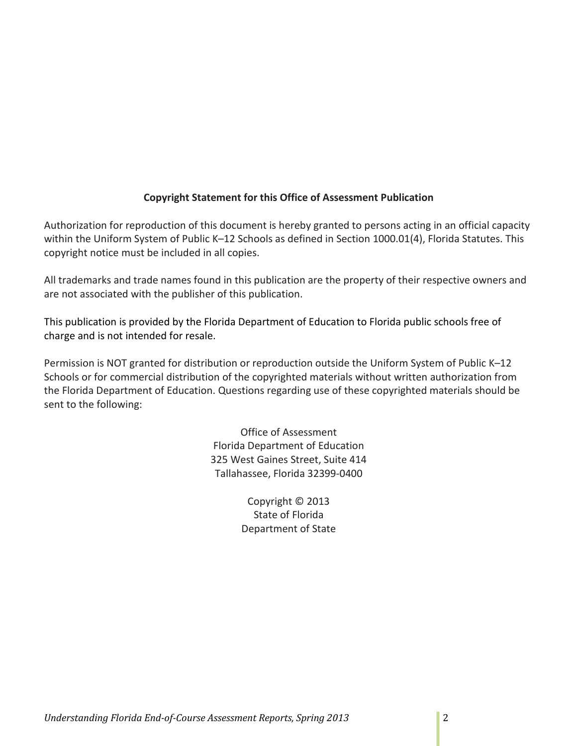**Copyright Statement for this Office of Assessment Publication**

Authorization for reproduction of this document is hereby granted to persons acting in an official capacity within the Uniform System of Public K–12 Schools as defined in Section 1000.01(4), Florida Statutes. This copyright notice must be included in all copies.

All trademarks and trade names found in this publication are the property of their respective owners and are not associated with the publisher of this publication.

This publication is provided by the Florida Department of Education to Florida public schools free of charge and is not intended for resale.

Permission is NOT granted for distribution or reproduction outside the Uniform System of Public K–12 Schools or for commercial distribution of the copyrighted materials without written authorization from the Florida Department of Education. Questions regarding use of these copyrighted materials should be sent to the following:

Office of Assessment  
Florida Department of Education  
325 West Gaines Street, Suite 414  
Tallahassee, Florida 32399-0400

Copyright © 2013  
State of Florida  
Department of State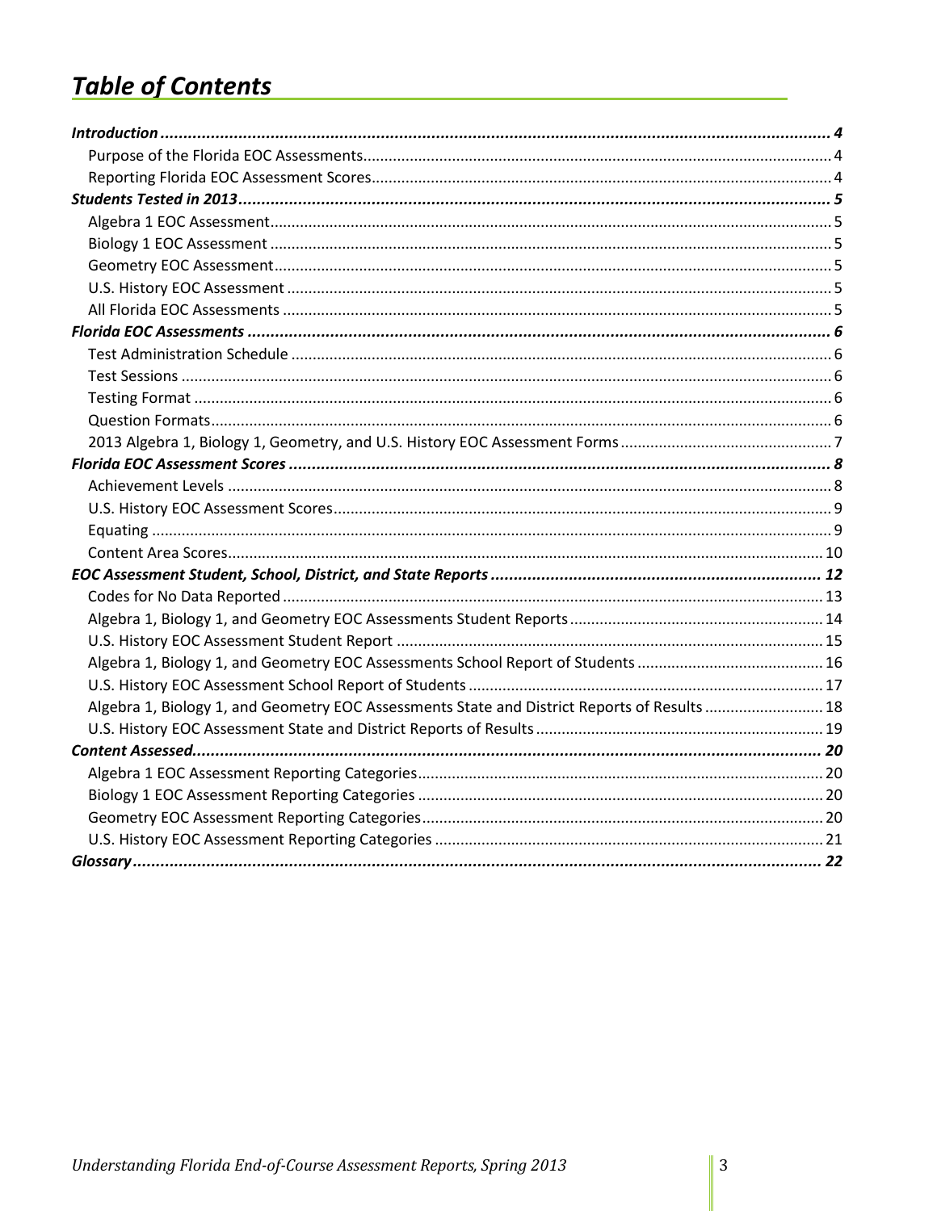# *Table of Contents*

***Introduction*** ... **4**
- Purpose of the Florida EOC Assessments ... 4
- Reporting Florida EOC Assessment Scores ... 4

***Students Tested in 2013*** ... **5**
- Algebra 1 EOC Assessment ... 5
- Biology 1 EOC Assessment ... 5
- Geometry EOC Assessment ... 5
- U.S. History EOC Assessment ... 5
- All Florida EOC Assessments ... 5

***Florida EOC Assessments*** ... **6**
- Test Administration Schedule ... 6
- Test Sessions ... 6
- Testing Format ... 6
- Question Formats ... 6
- 2013 Algebra 1, Biology 1, Geometry, and U.S. History EOC Assessment Forms ... 7

***Florida EOC Assessment Scores*** ... **8**
- Achievement Levels ... 8
- U.S. History EOC Assessment Scores ... 9
- Equating ... 9
- Content Area Scores ... 10

***EOC Assessment Student, School, District, and State Reports*** ... **12**
- Codes for No Data Reported ... 13
- Algebra 1, Biology 1, and Geometry EOC Assessments Student Reports ... 14
- U.S. History EOC Assessment Student Report ... 15
- Algebra 1, Biology 1, and Geometry EOC Assessments School Report of Students ... 16
- U.S. History EOC Assessment School Report of Students ... 17
- Algebra 1, Biology 1, and Geometry EOC Assessments State and District Reports of Results ... 18
- U.S. History EOC Assessment State and District Reports of Results ... 19

***Content Assessed*** ... **20**
- Algebra 1 EOC Assessment Reporting Categories ... 20
- Biology 1 EOC Assessment Reporting Categories ... 20
- Geometry EOC Assessment Reporting Categories ... 20
- U.S. History EOC Assessment Reporting Categories ... 21

***Glossary*** ... **22**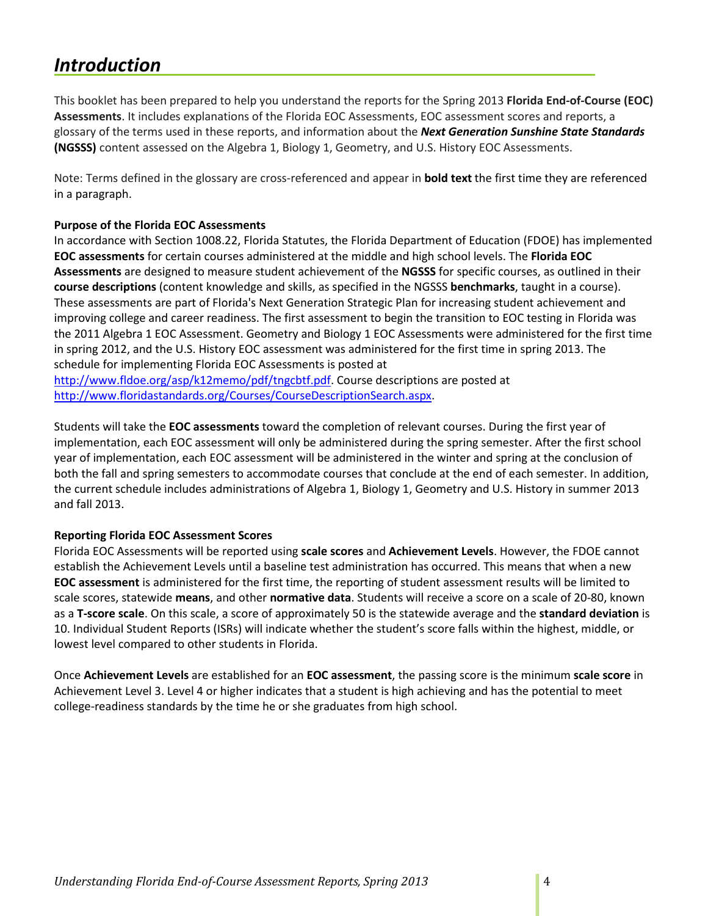# *Introduction*

This booklet has been prepared to help you understand the reports for the Spring 2013 **Florida End-of-Course (EOC) Assessments**. It includes explanations of the Florida EOC Assessments, EOC assessment scores and reports, a glossary of the terms used in these reports, and information about the ***Next Generation Sunshine State Standards* (NGSSS)** content assessed on the Algebra 1, Biology 1, Geometry, and U.S. History EOC Assessments.

Note: Terms defined in the glossary are cross-referenced and appear in **bold text** the first time they are referenced in a paragraph.

**Purpose of the Florida EOC Assessments**

In accordance with Section 1008.22, Florida Statutes, the Florida Department of Education (FDOE) has implemented **EOC assessments** for certain courses administered at the middle and high school levels. The **Florida EOC Assessments** are designed to measure student achievement of the **NGSSS** for specific courses, as outlined in their **course descriptions** (content knowledge and skills, as specified in the NGSSS **benchmarks**, taught in a course). These assessments are part of Florida's Next Generation Strategic Plan for increasing student achievement and improving college and career readiness. The first assessment to begin the transition to EOC testing in Florida was the 2011 Algebra 1 EOC Assessment. Geometry and Biology 1 EOC Assessments were administered for the first time in spring 2012, and the U.S. History EOC assessment was administered for the first time in spring 2013. The schedule for implementing Florida EOC Assessments is posted at http://www.fldoe.org/asp/k12memo/pdf/tngcbtf.pdf. Course descriptions are posted at http://www.floridastandards.org/Courses/CourseDescriptionSearch.aspx.

Students will take the **EOC assessments** toward the completion of relevant courses. During the first year of implementation, each EOC assessment will only be administered during the spring semester. After the first school year of implementation, each EOC assessment will be administered in the winter and spring at the conclusion of both the fall and spring semesters to accommodate courses that conclude at the end of each semester. In addition, the current schedule includes administrations of Algebra 1, Biology 1, Geometry and U.S. History in summer 2013 and fall 2013.

**Reporting Florida EOC Assessment Scores**

Florida EOC Assessments will be reported using **scale scores** and **Achievement Levels**. However, the FDOE cannot establish the Achievement Levels until a baseline test administration has occurred. This means that when a new **EOC assessment** is administered for the first time, the reporting of student assessment results will be limited to scale scores, statewide **means**, and other **normative data**. Students will receive a score on a scale of 20-80, known as a **T-score scale**. On this scale, a score of approximately 50 is the statewide average and the **standard deviation** is 10. Individual Student Reports (ISRs) will indicate whether the student's score falls within the highest, middle, or lowest level compared to other students in Florida.

Once **Achievement Levels** are established for an **EOC assessment**, the passing score is the minimum **scale score** in Achievement Level 3. Level 4 or higher indicates that a student is high achieving and has the potential to meet college-readiness standards by the time he or she graduates from high school.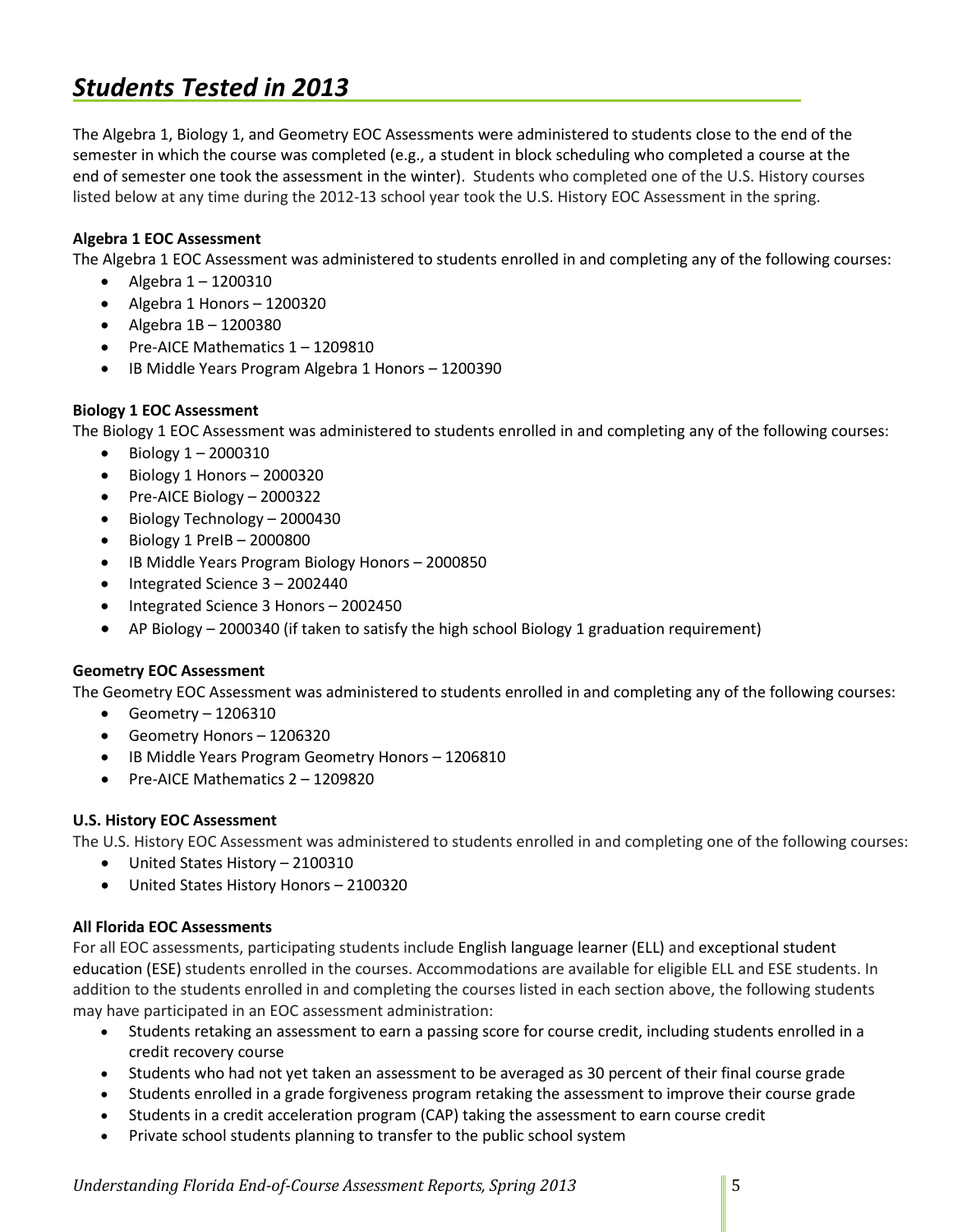# *Students Tested in 2013*

The Algebra 1, Biology 1, and Geometry EOC Assessments were administered to students close to the end of the semester in which the course was completed (e.g., a student in block scheduling who completed a course at the end of semester one took the assessment in the winter). Students who completed one of the U.S. History courses listed below at any time during the 2012-13 school year took the U.S. History EOC Assessment in the spring.

**Algebra 1 EOC Assessment**

The Algebra 1 EOC Assessment was administered to students enrolled in and completing any of the following courses:

- Algebra 1 – 1200310
- Algebra 1 Honors – 1200320
- Algebra 1B – 1200380
- Pre-AICE Mathematics 1 – 1209810
- IB Middle Years Program Algebra 1 Honors – 1200390

**Biology 1 EOC Assessment**

The Biology 1 EOC Assessment was administered to students enrolled in and completing any of the following courses:

- Biology 1 – 2000310
- Biology 1 Honors – 2000320
- Pre-AICE Biology – 2000322
- Biology Technology – 2000430
- Biology 1 PreIB – 2000800
- IB Middle Years Program Biology Honors – 2000850
- Integrated Science 3 – 2002440
- Integrated Science 3 Honors – 2002450
- AP Biology – 2000340 (if taken to satisfy the high school Biology 1 graduation requirement)

**Geometry EOC Assessment**

The Geometry EOC Assessment was administered to students enrolled in and completing any of the following courses:

- Geometry – 1206310
- Geometry Honors – 1206320
- IB Middle Years Program Geometry Honors – 1206810
- Pre-AICE Mathematics 2 – 1209820

**U.S. History EOC Assessment**

The U.S. History EOC Assessment was administered to students enrolled in and completing one of the following courses:

- United States History – 2100310
- United States History Honors – 2100320

**All Florida EOC Assessments**

For all EOC assessments, participating students include English language learner (ELL) and exceptional student education (ESE) students enrolled in the courses. Accommodations are available for eligible ELL and ESE students. In addition to the students enrolled in and completing the courses listed in each section above, the following students may have participated in an EOC assessment administration:

- Students retaking an assessment to earn a passing score for course credit, including students enrolled in a credit recovery course
- Students who had not yet taken an assessment to be averaged as 30 percent of their final course grade
- Students enrolled in a grade forgiveness program retaking the assessment to improve their course grade
- Students in a credit acceleration program (CAP) taking the assessment to earn course credit
- Private school students planning to transfer to the public school system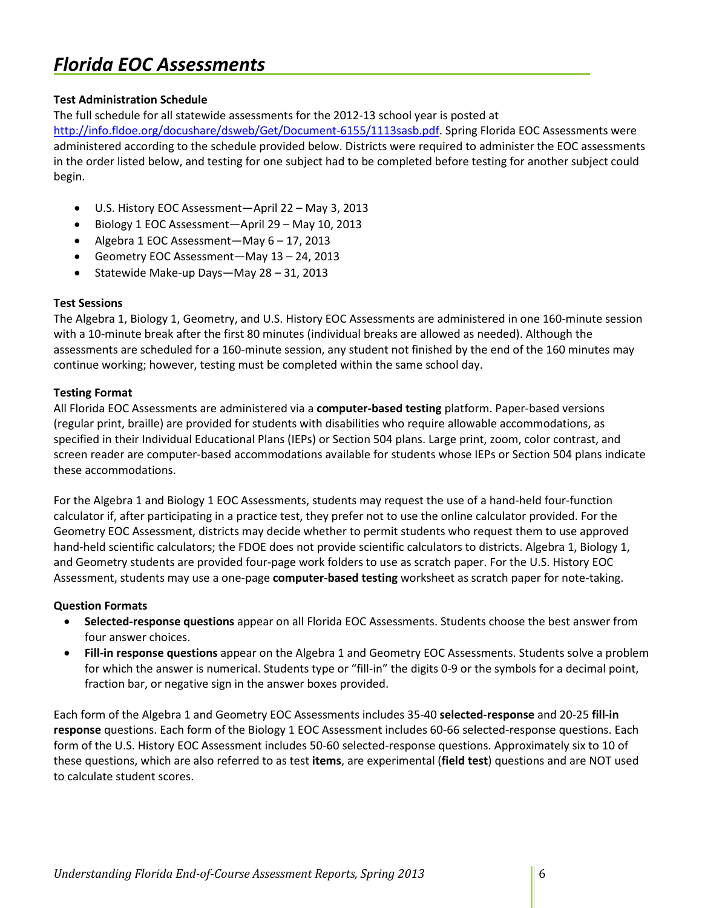# *Florida EOC Assessments*

**Test Administration Schedule**

The full schedule for all statewide assessments for the 2012-13 school year is posted at [http://info.fldoe.org/docushare/dsweb/Get/Document-6155/1113sasb.pdf](http://info.fldoe.org/docushare/dsweb/Get/Document-6155/1113sasb.pdf). Spring Florida EOC Assessments were administered according to the schedule provided below. Districts were required to administer the EOC assessments in the order listed below, and testing for one subject had to be completed before testing for another subject could begin.

- U.S. History EOC Assessment—April 22 – May 3, 2013
- Biology 1 EOC Assessment—April 29 – May 10, 2013
- Algebra 1 EOC Assessment—May 6 – 17, 2013
- Geometry EOC Assessment—May 13 – 24, 2013
- Statewide Make-up Days—May 28 – 31, 2013

**Test Sessions**

The Algebra 1, Biology 1, Geometry, and U.S. History EOC Assessments are administered in one 160-minute session with a 10-minute break after the first 80 minutes (individual breaks are allowed as needed). Although the assessments are scheduled for a 160-minute session, any student not finished by the end of the 160 minutes may continue working; however, testing must be completed within the same school day.

**Testing Format**

All Florida EOC Assessments are administered via a **computer-based testing** platform. Paper-based versions (regular print, braille) are provided for students with disabilities who require allowable accommodations, as specified in their Individual Educational Plans (IEPs) or Section 504 plans. Large print, zoom, color contrast, and screen reader are computer-based accommodations available for students whose IEPs or Section 504 plans indicate these accommodations.

For the Algebra 1 and Biology 1 EOC Assessments, students may request the use of a hand-held four-function calculator if, after participating in a practice test, they prefer not to use the online calculator provided. For the Geometry EOC Assessment, districts may decide whether to permit students who request them to use approved hand-held scientific calculators; the FDOE does not provide scientific calculators to districts. Algebra 1, Biology 1, and Geometry students are provided four-page work folders to use as scratch paper. For the U.S. History EOC Assessment, students may use a one-page **computer-based testing** worksheet as scratch paper for note-taking.

**Question Formats**

- **Selected-response questions** appear on all Florida EOC Assessments. Students choose the best answer from four answer choices.
- **Fill-in response questions** appear on the Algebra 1 and Geometry EOC Assessments. Students solve a problem for which the answer is numerical. Students type or "fill-in" the digits 0-9 or the symbols for a decimal point, fraction bar, or negative sign in the answer boxes provided.

Each form of the Algebra 1 and Geometry EOC Assessments includes 35-40 **selected-response** and 20-25 **fill-in response** questions. Each form of the Biology 1 EOC Assessment includes 60-66 selected-response questions. Each form of the U.S. History EOC Assessment includes 50-60 selected-response questions. Approximately six to 10 of these questions, which are also referred to as test **items**, are experimental (**field test**) questions and are NOT used to calculate student scores.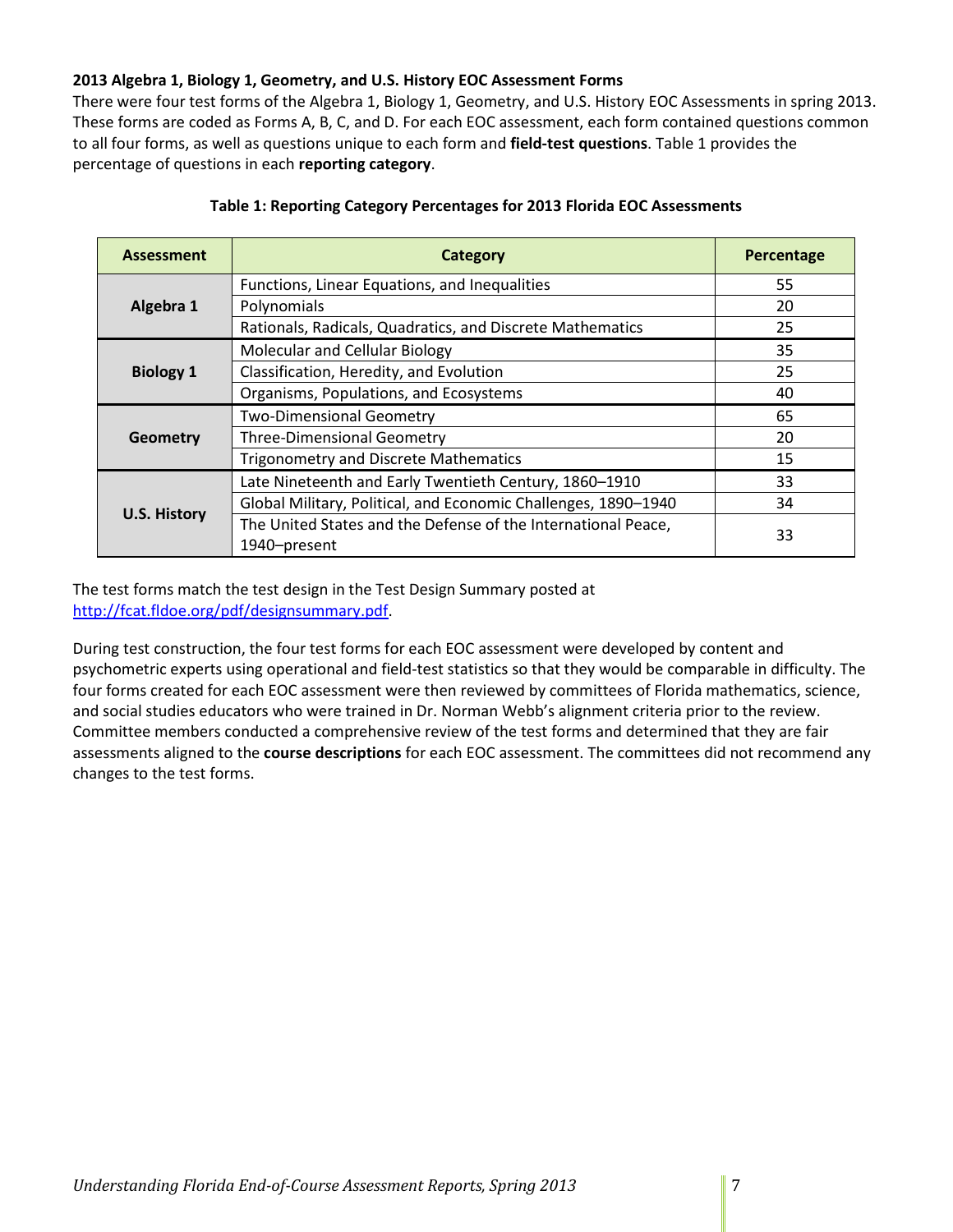**2013 Algebra 1, Biology 1, Geometry, and U.S. History EOC Assessment Forms**

There were four test forms of the Algebra 1, Biology 1, Geometry, and U.S. History EOC Assessments in spring 2013. These forms are coded as Forms A, B, C, and D. For each EOC assessment, each form contained questions common to all four forms, as well as questions unique to each form and **field-test questions**. Table 1 provides the percentage of questions in each **reporting category**.

**Table 1: Reporting Category Percentages for 2013 Florida EOC Assessments**

| Assessment | Category | Percentage |
|---|---|---|
| Algebra 1 | Functions, Linear Equations, and Inequalities | 55 |
| | Polynomials | 20 |
| | Rationals, Radicals, Quadratics, and Discrete Mathematics | 25 |
| Biology 1 | Molecular and Cellular Biology | 35 |
| | Classification, Heredity, and Evolution | 25 |
| | Organisms, Populations, and Ecosystems | 40 |
| Geometry | Two-Dimensional Geometry | 65 |
| | Three-Dimensional Geometry | 20 |
| | Trigonometry and Discrete Mathematics | 15 |
| U.S. History | Late Nineteenth and Early Twentieth Century, 1860–1910 | 33 |
| | Global Military, Political, and Economic Challenges, 1890–1940 | 34 |
| | The United States and the Defense of the International Peace, 1940–present | 33 |

The test forms match the test design in the Test Design Summary posted at http://fcat.fldoe.org/pdf/designsummary.pdf.

During test construction, the four test forms for each EOC assessment were developed by content and psychometric experts using operational and field-test statistics so that they would be comparable in difficulty. The four forms created for each EOC assessment were then reviewed by committees of Florida mathematics, science, and social studies educators who were trained in Dr. Norman Webb's alignment criteria prior to the review. Committee members conducted a comprehensive review of the test forms and determined that they are fair assessments aligned to the **course descriptions** for each EOC assessment. The committees did not recommend any changes to the test forms.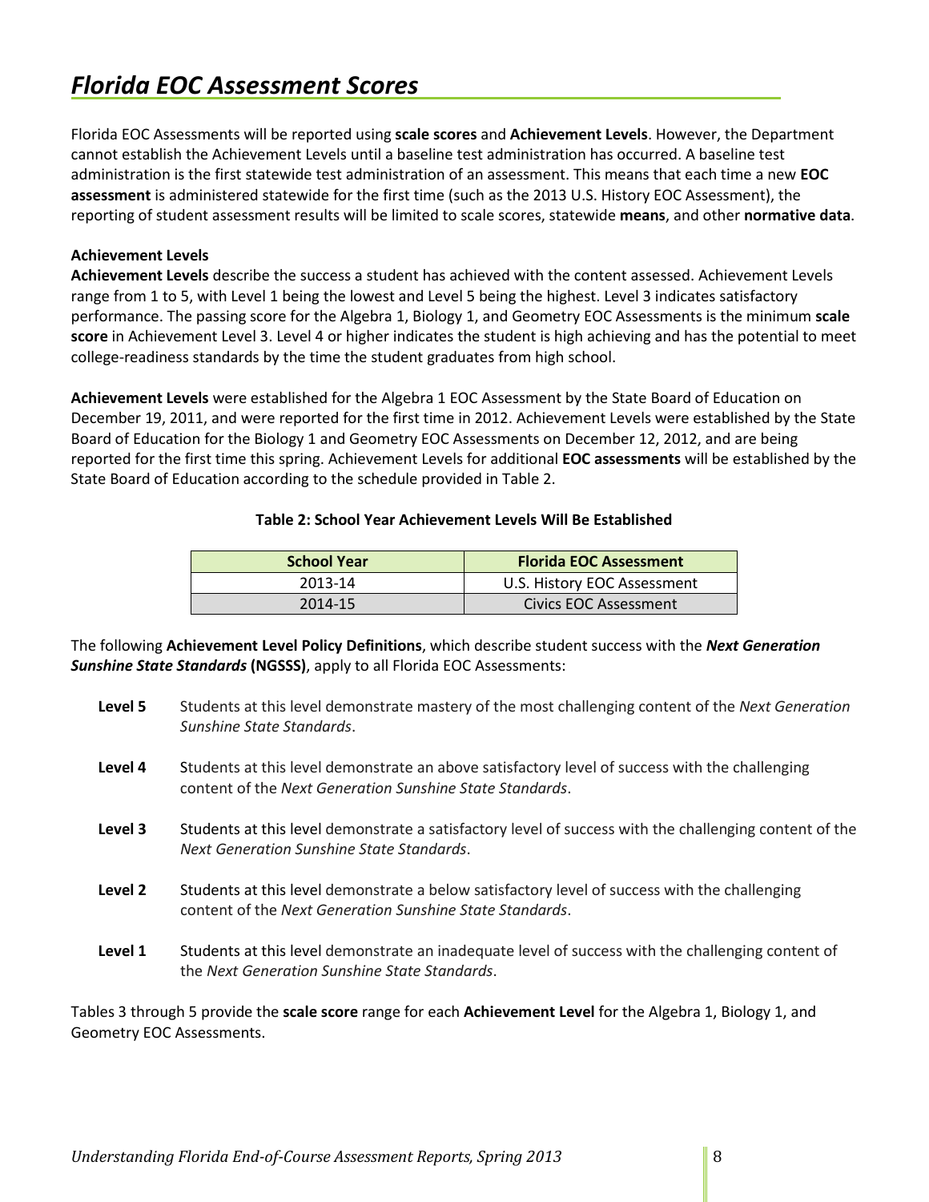# *Florida EOC Assessment Scores*

Florida EOC Assessments will be reported using **scale scores** and **Achievement Levels**. However, the Department cannot establish the Achievement Levels until a baseline test administration has occurred. A baseline test administration is the first statewide test administration of an assessment. This means that each time a new **EOC assessment** is administered statewide for the first time (such as the 2013 U.S. History EOC Assessment), the reporting of student assessment results will be limited to scale scores, statewide **means**, and other **normative data**.

**Achievement Levels**

**Achievement Levels** describe the success a student has achieved with the content assessed. Achievement Levels range from 1 to 5, with Level 1 being the lowest and Level 5 being the highest. Level 3 indicates satisfactory performance. The passing score for the Algebra 1, Biology 1, and Geometry EOC Assessments is the minimum **scale score** in Achievement Level 3. Level 4 or higher indicates the student is high achieving and has the potential to meet college-readiness standards by the time the student graduates from high school.

**Achievement Levels** were established for the Algebra 1 EOC Assessment by the State Board of Education on December 19, 2011, and were reported for the first time in 2012. Achievement Levels were established by the State Board of Education for the Biology 1 and Geometry EOC Assessments on December 12, 2012, and are being reported for the first time this spring. Achievement Levels for additional **EOC assessments** will be established by the State Board of Education according to the schedule provided in Table 2.

**Table 2: School Year Achievement Levels Will Be Established**

| School Year | Florida EOC Assessment |
|---|---|
| 2013-14 | U.S. History EOC Assessment |
| 2014-15 | Civics EOC Assessment |

The following **Achievement Level Policy Definitions**, which describe student success with the ***Next Generation Sunshine State Standards*** **(NGSSS)**, apply to all Florida EOC Assessments:

**Level 5** Students at this level demonstrate mastery of the most challenging content of the *Next Generation Sunshine State Standards*.

**Level 4** Students at this level demonstrate an above satisfactory level of success with the challenging content of the *Next Generation Sunshine State Standards*.

**Level 3** Students at this level demonstrate a satisfactory level of success with the challenging content of the *Next Generation Sunshine State Standards*.

**Level 2** Students at this level demonstrate a below satisfactory level of success with the challenging content of the *Next Generation Sunshine State Standards*.

**Level 1** Students at this level demonstrate an inadequate level of success with the challenging content of the *Next Generation Sunshine State Standards*.

Tables 3 through 5 provide the **scale score** range for each **Achievement Level** for the Algebra 1, Biology 1, and Geometry EOC Assessments.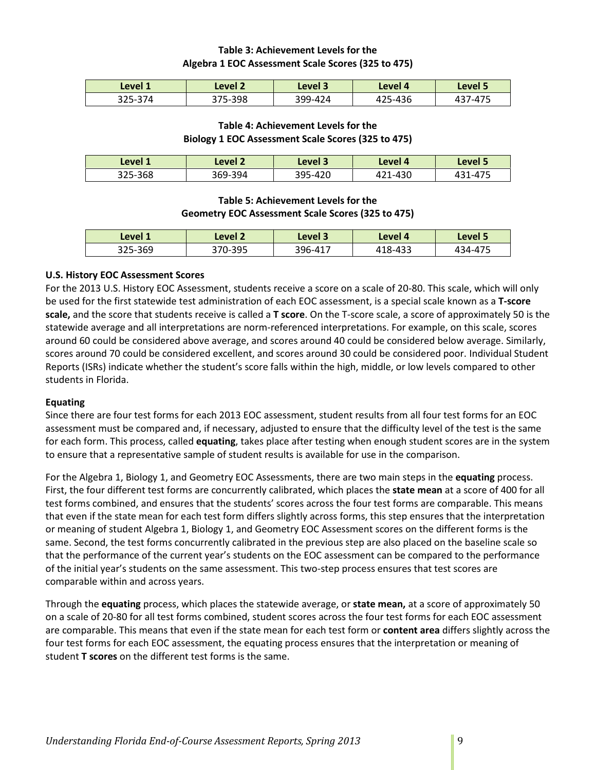**Table 3: Achievement Levels for the Algebra 1 EOC Assessment Scale Scores (325 to 475)**

| Level 1 | Level 2 | Level 3 | Level 4 | Level 5 |
|---|---|---|---|---|
| 325-374 | 375-398 | 399-424 | 425-436 | 437-475 |

**Table 4: Achievement Levels for the Biology 1 EOC Assessment Scale Scores (325 to 475)**

| Level 1 | Level 2 | Level 3 | Level 4 | Level 5 |
|---|---|---|---|---|
| 325-368 | 369-394 | 395-420 | 421-430 | 431-475 |

**Table 5: Achievement Levels for the Geometry EOC Assessment Scale Scores (325 to 475)**

| Level 1 | Level 2 | Level 3 | Level 4 | Level 5 |
|---|---|---|---|---|
| 325-369 | 370-395 | 396-417 | 418-433 | 434-475 |

### U.S. History EOC Assessment Scores

For the 2013 U.S. History EOC Assessment, students receive a score on a scale of 20-80. This scale, which will only be used for the first statewide test administration of each EOC assessment, is a special scale known as a **T-score scale,** and the score that students receive is called a **T score**. On the T-score scale, a score of approximately 50 is the statewide average and all interpretations are norm-referenced interpretations. For example, on this scale, scores around 60 could be considered above average, and scores around 40 could be considered below average. Similarly, scores around 70 could be considered excellent, and scores around 30 could be considered poor. Individual Student Reports (ISRs) indicate whether the student's score falls within the high, middle, or low levels compared to other students in Florida.

### Equating

Since there are four test forms for each 2013 EOC assessment, student results from all four test forms for an EOC assessment must be compared and, if necessary, adjusted to ensure that the difficulty level of the test is the same for each form. This process, called **equating**, takes place after testing when enough student scores are in the system to ensure that a representative sample of student results is available for use in the comparison.

For the Algebra 1, Biology 1, and Geometry EOC Assessments, there are two main steps in the **equating** process. First, the four different test forms are concurrently calibrated, which places the **state mean** at a score of 400 for all test forms combined, and ensures that the students' scores across the four test forms are comparable. This means that even if the state mean for each test form differs slightly across forms, this step ensures that the interpretation or meaning of student Algebra 1, Biology 1, and Geometry EOC Assessment scores on the different forms is the same. Second, the test forms concurrently calibrated in the previous step are also placed on the baseline scale so that the performance of the current year's students on the EOC assessment can be compared to the performance of the initial year's students on the same assessment. This two-step process ensures that test scores are comparable within and across years.

Through the **equating** process, which places the statewide average, or **state mean,** at a score of approximately 50 on a scale of 20-80 for all test forms combined, student scores across the four test forms for each EOC assessment are comparable. This means that even if the state mean for each test form or **content area** differs slightly across the four test forms for each EOC assessment, the equating process ensures that the interpretation or meaning of student **T scores** on the different test forms is the same.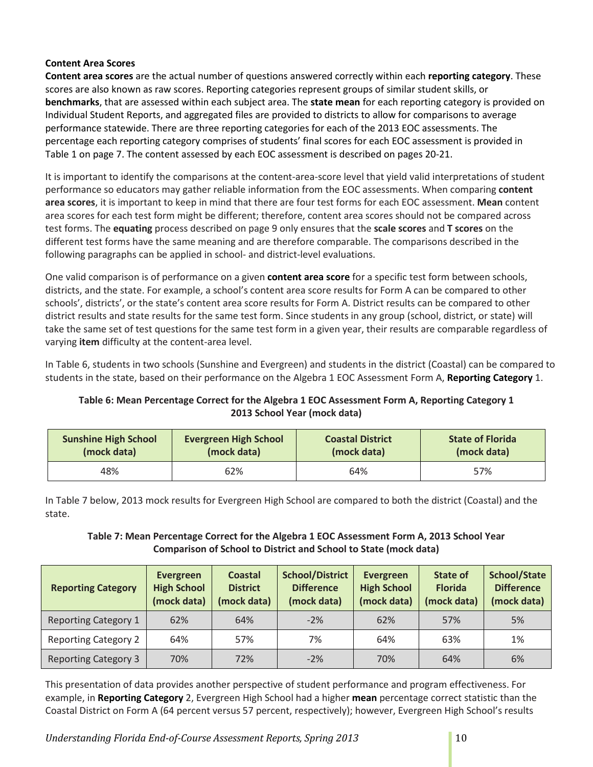**Content Area Scores**

**Content area scores** are the actual number of questions answered correctly within each **reporting category**. These scores are also known as raw scores. Reporting categories represent groups of similar student skills, or **benchmarks**, that are assessed within each subject area. The **state mean** for each reporting category is provided on Individual Student Reports, and aggregated files are provided to districts to allow for comparisons to average performance statewide. There are three reporting categories for each of the 2013 EOC assessments. The percentage each reporting category comprises of students' final scores for each EOC assessment is provided in Table 1 on page 7. The content assessed by each EOC assessment is described on pages 20-21.

It is important to identify the comparisons at the content-area-score level that yield valid interpretations of student performance so educators may gather reliable information from the EOC assessments. When comparing **content area scores**, it is important to keep in mind that there are four test forms for each EOC assessment. **Mean** content area scores for each test form might be different; therefore, content area scores should not be compared across test forms. The **equating** process described on page 9 only ensures that the **scale scores** and **T scores** on the different test forms have the same meaning and are therefore comparable. The comparisons described in the following paragraphs can be applied in school- and district-level evaluations.

One valid comparison is of performance on a given **content area score** for a specific test form between schools, districts, and the state. For example, a school's content area score results for Form A can be compared to other schools', districts', or the state's content area score results for Form A. District results can be compared to other district results and state results for the same test form. Since students in any group (school, district, or state) will take the same set of test questions for the same test form in a given year, their results are comparable regardless of varying **item** difficulty at the content-area level.

In Table 6, students in two schools (Sunshine and Evergreen) and students in the district (Coastal) can be compared to students in the state, based on their performance on the Algebra 1 EOC Assessment Form A, **Reporting Category** 1.

**Table 6: Mean Percentage Correct for the Algebra 1 EOC Assessment Form A, Reporting Category 1 2013 School Year (mock data)**

| Sunshine High School (mock data) | Evergreen High School (mock data) | Coastal District (mock data) | State of Florida (mock data) |
|---|---|---|---|
| 48% | 62% | 64% | 57% |

In Table 7 below, 2013 mock results for Evergreen High School are compared to both the district (Coastal) and the state.

**Table 7: Mean Percentage Correct for the Algebra 1 EOC Assessment Form A, 2013 School Year Comparison of School to District and School to State (mock data)**

| Reporting Category | Evergreen High School (mock data) | Coastal District (mock data) | School/District Difference (mock data) | Evergreen High School (mock data) | State of Florida (mock data) | School/State Difference (mock data) |
|---|---|---|---|---|---|---|
| Reporting Category 1 | 62% | 64% | -2% | 62% | 57% | 5% |
| Reporting Category 2 | 64% | 57% | 7% | 64% | 63% | 1% |
| Reporting Category 3 | 70% | 72% | -2% | 70% | 64% | 6% |

This presentation of data provides another perspective of student performance and program effectiveness. For example, in **Reporting Category** 2, Evergreen High School had a higher **mean** percentage correct statistic than the Coastal District on Form A (64 percent versus 57 percent, respectively); however, Evergreen High School's results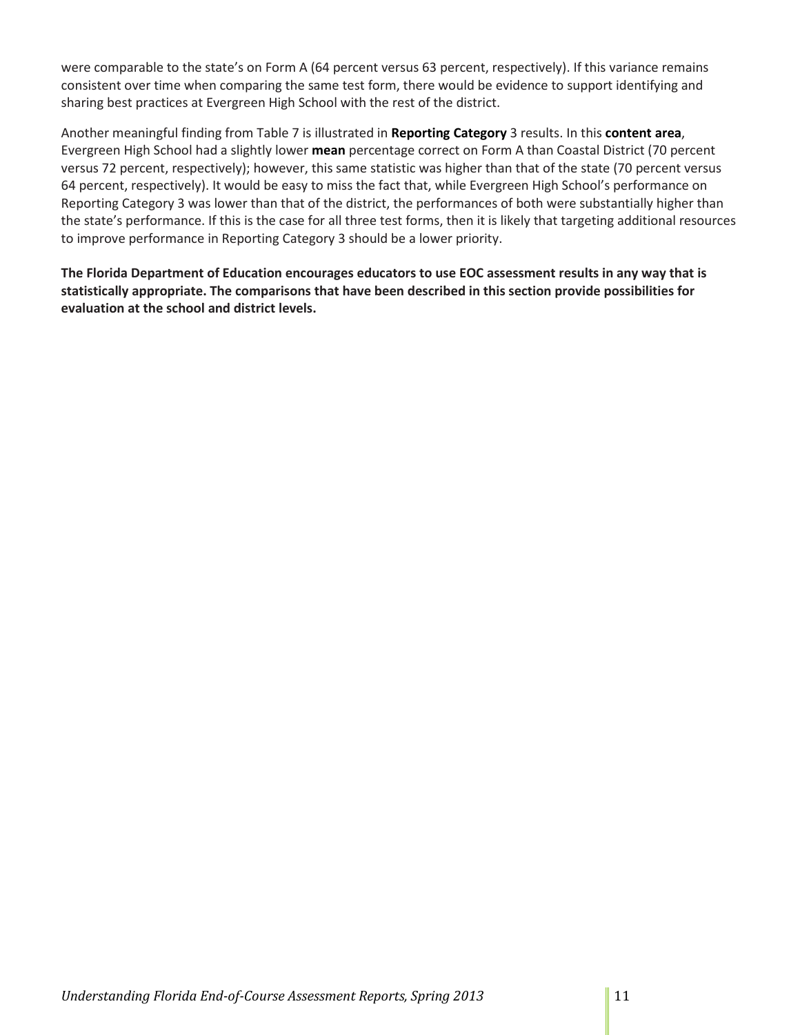were comparable to the state's on Form A (64 percent versus 63 percent, respectively). If this variance remains consistent over time when comparing the same test form, there would be evidence to support identifying and sharing best practices at Evergreen High School with the rest of the district.

Another meaningful finding from Table 7 is illustrated in **Reporting Category** 3 results. In this **content area**, Evergreen High School had a slightly lower **mean** percentage correct on Form A than Coastal District (70 percent versus 72 percent, respectively); however, this same statistic was higher than that of the state (70 percent versus 64 percent, respectively). It would be easy to miss the fact that, while Evergreen High School's performance on Reporting Category 3 was lower than that of the district, the performances of both were substantially higher than the state's performance. If this is the case for all three test forms, then it is likely that targeting additional resources to improve performance in Reporting Category 3 should be a lower priority.

**The Florida Department of Education encourages educators to use EOC assessment results in any way that is statistically appropriate. The comparisons that have been described in this section provide possibilities for evaluation at the school and district levels.**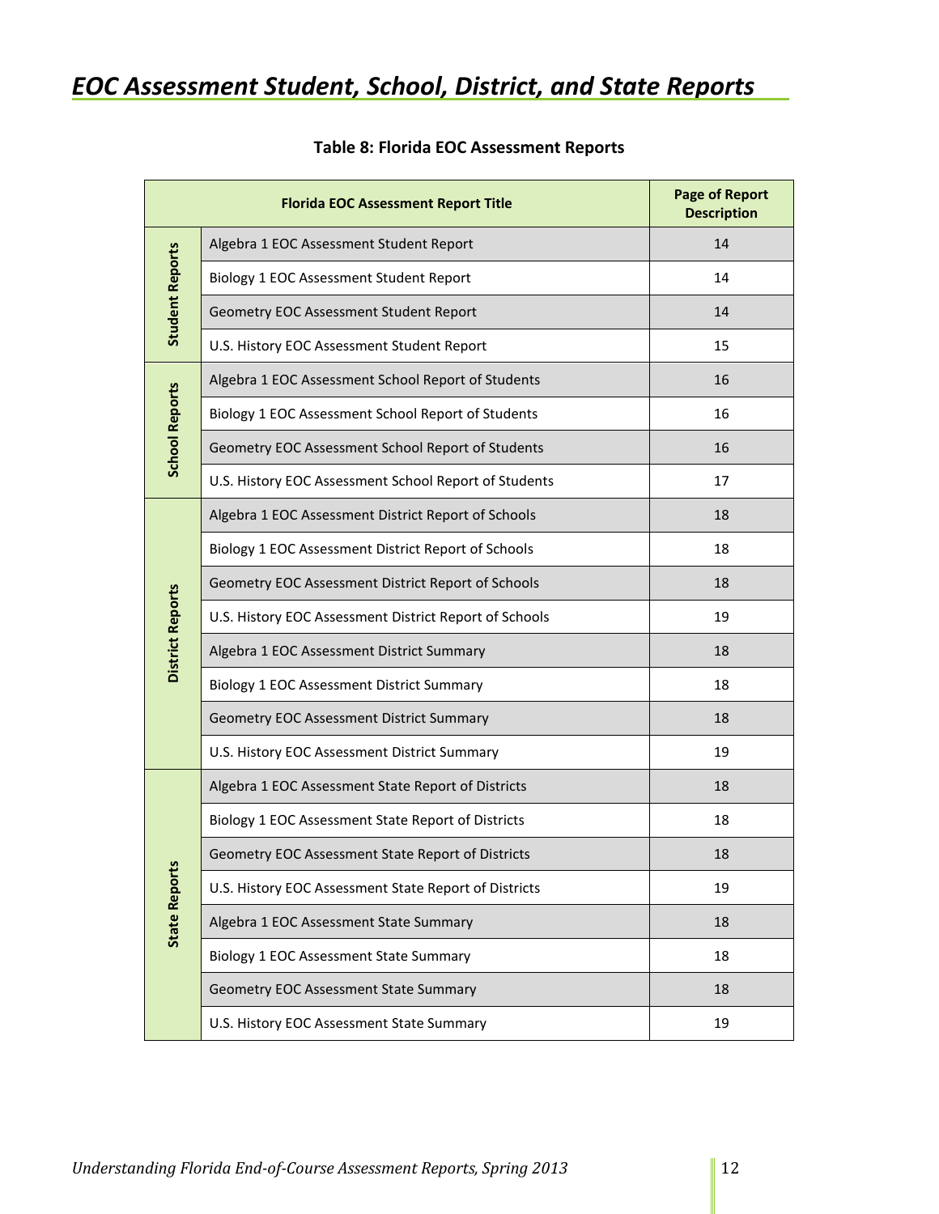# EOC Assessment Student, School, District, and State Reports

**Table 8: Florida EOC Assessment Reports**

| | Florida EOC Assessment Report Title | Page of Report Description |
|---|---|---|
| Student Reports | Algebra 1 EOC Assessment Student Report | 14 |
| | Biology 1 EOC Assessment Student Report | 14 |
| | Geometry EOC Assessment Student Report | 14 |
| | U.S. History EOC Assessment Student Report | 15 |
| School Reports | Algebra 1 EOC Assessment School Report of Students | 16 |
| | Biology 1 EOC Assessment School Report of Students | 16 |
| | Geometry EOC Assessment School Report of Students | 16 |
| | U.S. History EOC Assessment School Report of Students | 17 |
| District Reports | Algebra 1 EOC Assessment District Report of Schools | 18 |
| | Biology 1 EOC Assessment District Report of Schools | 18 |
| | Geometry EOC Assessment District Report of Schools | 18 |
| | U.S. History EOC Assessment District Report of Schools | 19 |
| | Algebra 1 EOC Assessment District Summary | 18 |
| | Biology 1 EOC Assessment District Summary | 18 |
| | Geometry EOC Assessment District Summary | 18 |
| | U.S. History EOC Assessment District Summary | 19 |
| State Reports | Algebra 1 EOC Assessment State Report of Districts | 18 |
| | Biology 1 EOC Assessment State Report of Districts | 18 |
| | Geometry EOC Assessment State Report of Districts | 18 |
| | U.S. History EOC Assessment State Report of Districts | 19 |
| | Algebra 1 EOC Assessment State Summary | 18 |
| | Biology 1 EOC Assessment State Summary | 18 |
| | Geometry EOC Assessment State Summary | 18 |
| | U.S. History EOC Assessment State Summary | 19 |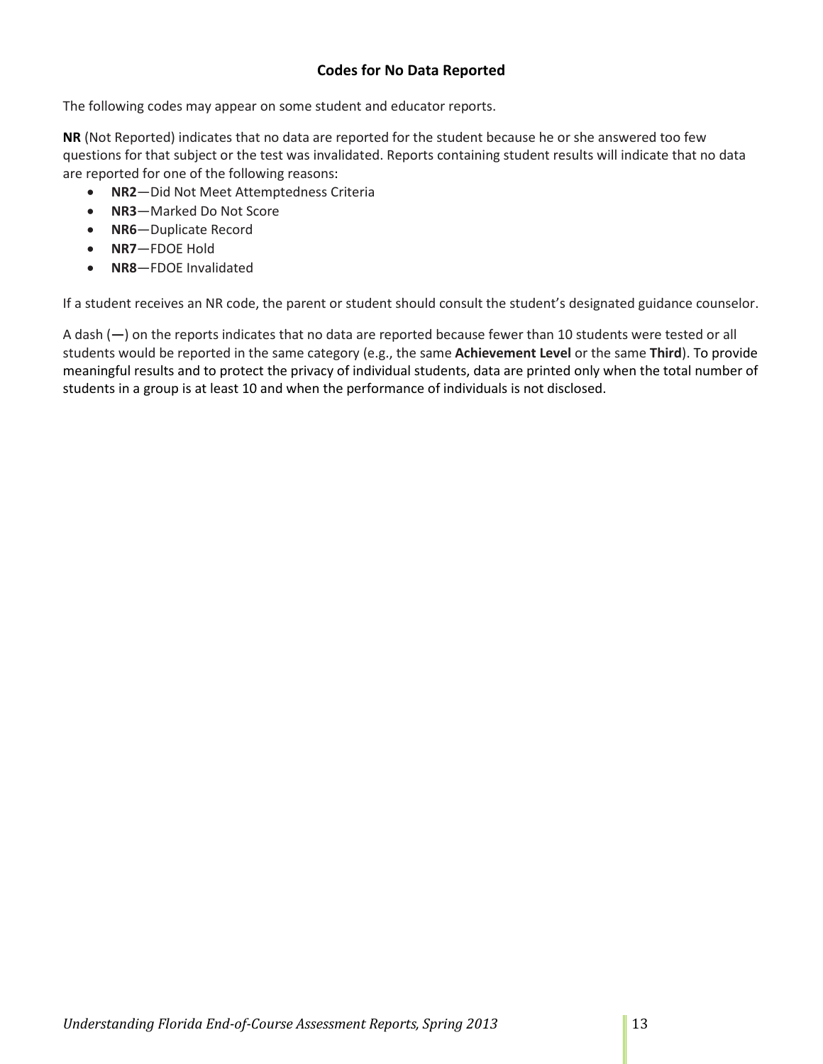## Codes for No Data Reported

The following codes may appear on some student and educator reports.

**NR** (Not Reported) indicates that no data are reported for the student because he or she answered too few questions for that subject or the test was invalidated. Reports containing student results will indicate that no data are reported for one of the following reasons:

- **NR2**—Did Not Meet Attemptedness Criteria
- **NR3**—Marked Do Not Score
- **NR6**—Duplicate Record
- **NR7**—FDOE Hold
- **NR8**—FDOE Invalidated

If a student receives an NR code, the parent or student should consult the student's designated guidance counselor.

A dash (**—**) on the reports indicates that no data are reported because fewer than 10 students were tested or all students would be reported in the same category (e.g., the same **Achievement Level** or the same **Third**). To provide meaningful results and to protect the privacy of individual students, data are printed only when the total number of students in a group is at least 10 and when the performance of individuals is not disclosed.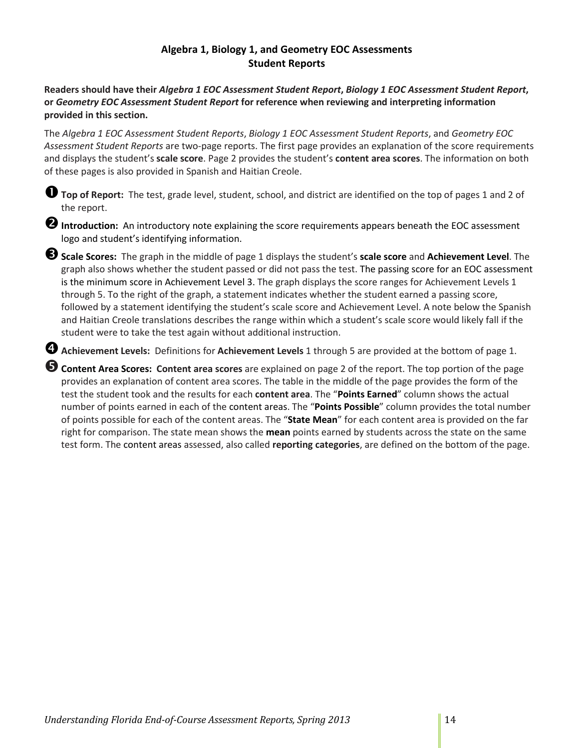# Algebra 1, Biology 1, and Geometry EOC Assessments
# Student Reports

**Readers should have their *Algebra 1 EOC Assessment Student Report*, *Biology 1 EOC Assessment Student Report*, or *Geometry EOC Assessment Student Report* for reference when reviewing and interpreting information provided in this section.**

The *Algebra 1 EOC Assessment Student Reports*, *Biology 1 EOC Assessment Student Reports*, and *Geometry EOC Assessment Student Reports* are two-page reports. The first page provides an explanation of the score requirements and displays the student's **scale score**. Page 2 provides the student's **content area scores**. The information on both of these pages is also provided in Spanish and Haitian Creole.

❶ **Top of Report:** The test, grade level, student, school, and district are identified on the top of pages 1 and 2 of the report.

❷ **Introduction:** An introductory note explaining the score requirements appears beneath the EOC assessment logo and student's identifying information.

❸ **Scale Scores:** The graph in the middle of page 1 displays the student's **scale score** and **Achievement Level**. The graph also shows whether the student passed or did not pass the test. The passing score for an EOC assessment is the minimum score in Achievement Level 3. The graph displays the score ranges for Achievement Levels 1 through 5. To the right of the graph, a statement indicates whether the student earned a passing score, followed by a statement identifying the student's scale score and Achievement Level. A note below the Spanish and Haitian Creole translations describes the range within which a student's scale score would likely fall if the student were to take the test again without additional instruction.

❹ **Achievement Levels:** Definitions for **Achievement Levels** 1 through 5 are provided at the bottom of page 1.

❺ **Content Area Scores: Content area scores** are explained on page 2 of the report. The top portion of the page provides an explanation of content area scores. The table in the middle of the page provides the form of the test the student took and the results for each **content area**. The "**Points Earned**" column shows the actual number of points earned in each of the content areas. The "**Points Possible**" column provides the total number of points possible for each of the content areas. The "**State Mean**" for each content area is provided on the far right for comparison. The state mean shows the **mean** points earned by students across the state on the same test form. The content areas assessed, also called **reporting categories**, are defined on the bottom of the page.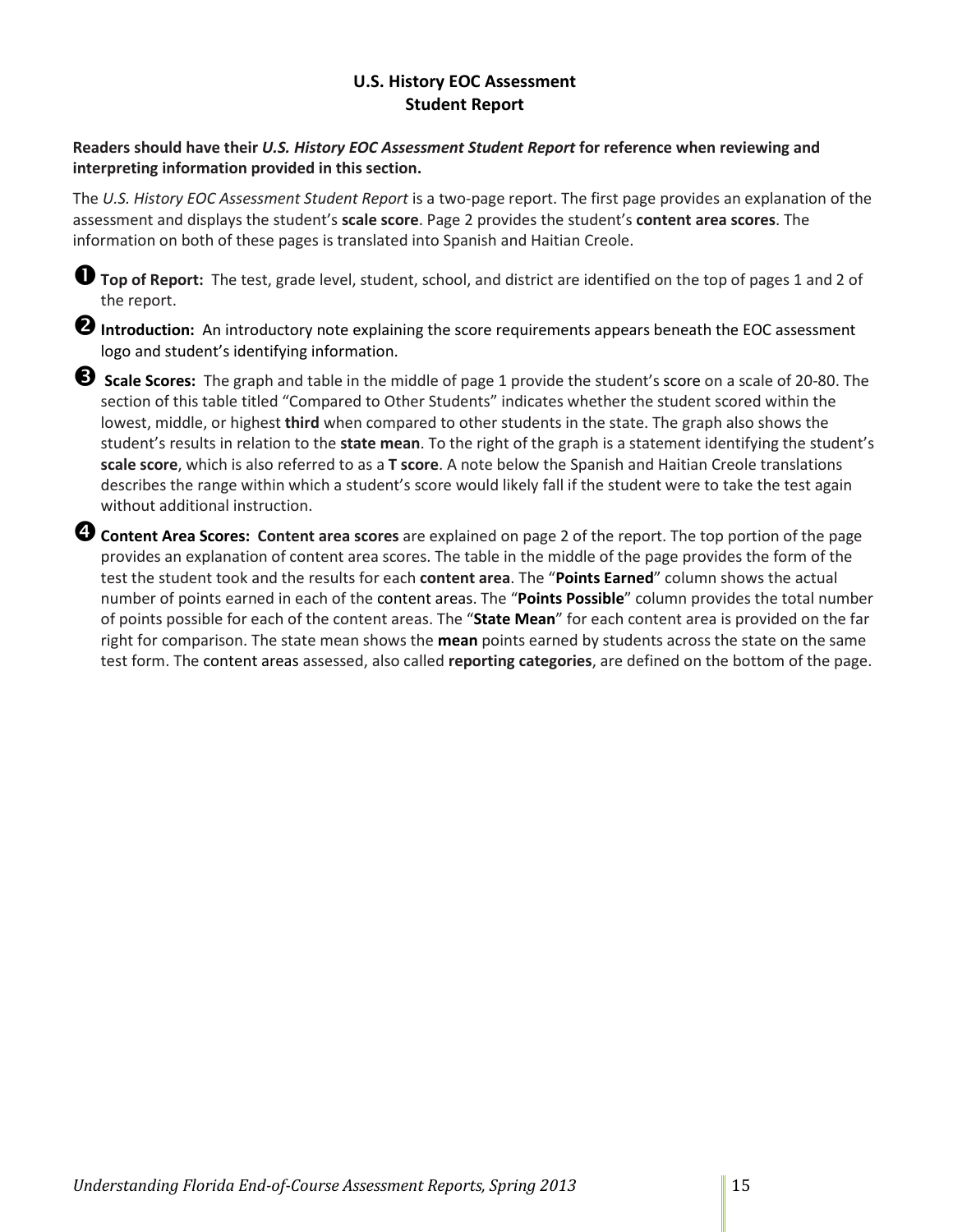# U.S. History EOC Assessment
## Student Report

**Readers should have their *U.S. History EOC Assessment Student Report* for reference when reviewing and interpreting information provided in this section.**

The *U.S. History EOC Assessment Student Report* is a two-page report. The first page provides an explanation of the assessment and displays the student's **scale score**. Page 2 provides the student's **content area scores**. The information on both of these pages is translated into Spanish and Haitian Creole.

➊ **Top of Report:** The test, grade level, student, school, and district are identified on the top of pages 1 and 2 of the report.

➋ **Introduction:** An introductory note explaining the score requirements appears beneath the EOC assessment logo and student's identifying information.

➌ **Scale Scores:** The graph and table in the middle of page 1 provide the student's score on a scale of 20-80. The section of this table titled "Compared to Other Students" indicates whether the student scored within the lowest, middle, or highest **third** when compared to other students in the state. The graph also shows the student's results in relation to the **state mean**. To the right of the graph is a statement identifying the student's **scale score**, which is also referred to as a **T score**. A note below the Spanish and Haitian Creole translations describes the range within which a student's score would likely fall if the student were to take the test again without additional instruction.

➍ **Content Area Scores: Content area scores** are explained on page 2 of the report. The top portion of the page provides an explanation of content area scores. The table in the middle of the page provides the form of the test the student took and the results for each **content area**. The "**Points Earned**" column shows the actual number of points earned in each of the content areas. The "**Points Possible**" column provides the total number of points possible for each of the content areas. The "**State Mean**" for each content area is provided on the far right for comparison. The state mean shows the **mean** points earned by students across the state on the same test form. The content areas assessed, also called **reporting categories**, are defined on the bottom of the page.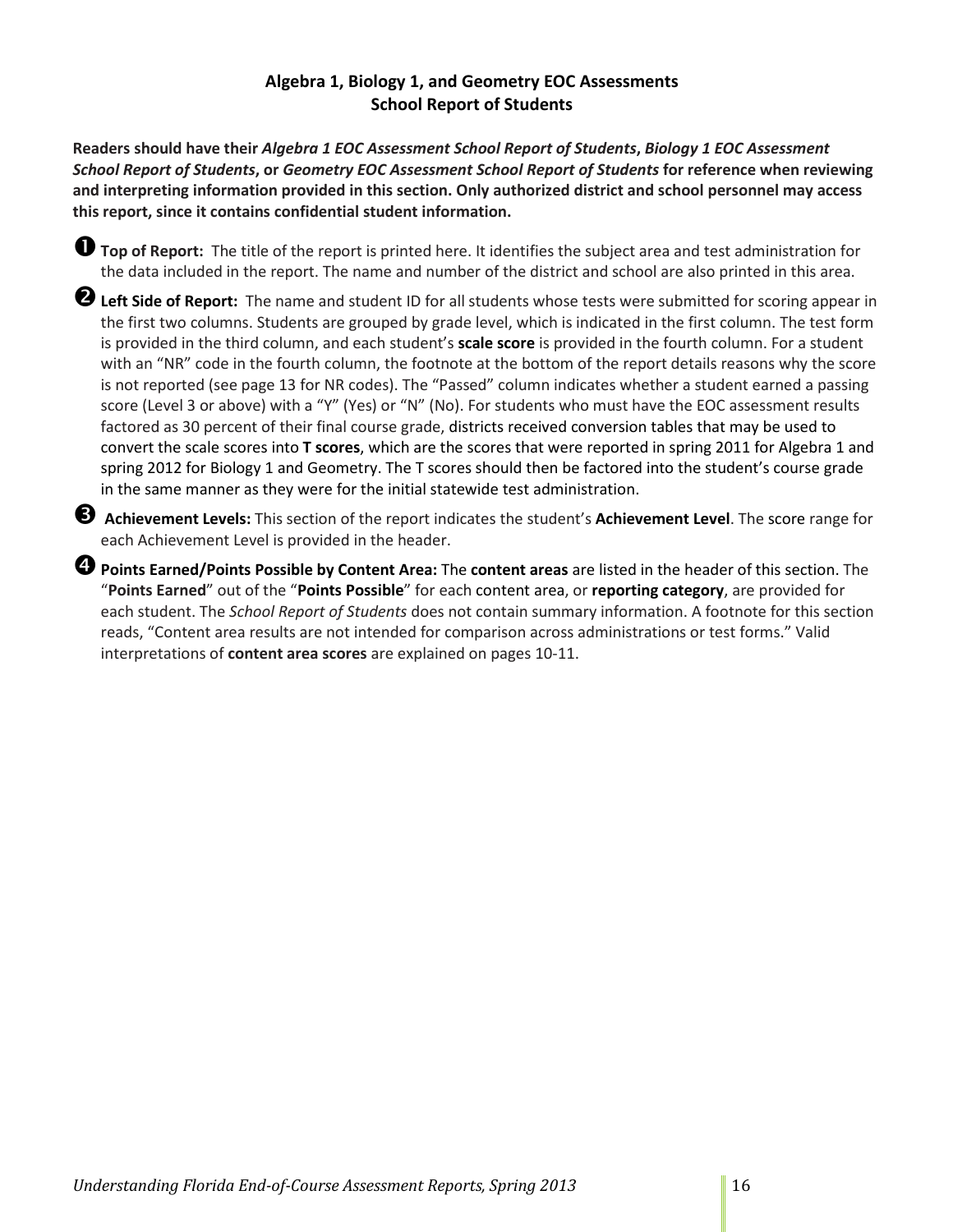## Algebra 1, Biology 1, and Geometry EOC Assessments
## School Report of Students

**Readers should have their *Algebra 1 EOC Assessment School Report of Students*, *Biology 1 EOC Assessment School Report of Students*, or *Geometry EOC Assessment School Report of Students* for reference when reviewing and interpreting information provided in this section. Only authorized district and school personnel may access this report, since it contains confidential student information.**

❶ **Top of Report:** The title of the report is printed here. It identifies the subject area and test administration for the data included in the report. The name and number of the district and school are also printed in this area.

❷ **Left Side of Report:** The name and student ID for all students whose tests were submitted for scoring appear in the first two columns. Students are grouped by grade level, which is indicated in the first column. The test form is provided in the third column, and each student's **scale score** is provided in the fourth column. For a student with an "NR" code in the fourth column, the footnote at the bottom of the report details reasons why the score is not reported (see page 13 for NR codes). The "Passed" column indicates whether a student earned a passing score (Level 3 or above) with a "Y" (Yes) or "N" (No). For students who must have the EOC assessment results factored as 30 percent of their final course grade, districts received conversion tables that may be used to convert the scale scores into **T scores**, which are the scores that were reported in spring 2011 for Algebra 1 and spring 2012 for Biology 1 and Geometry. The T scores should then be factored into the student's course grade in the same manner as they were for the initial statewide test administration.

❸ **Achievement Levels:** This section of the report indicates the student's **Achievement Level**. The score range for each Achievement Level is provided in the header.

❹ **Points Earned/Points Possible by Content Area:** The **content areas** are listed in the header of this section. The "**Points Earned**" out of the "**Points Possible**" for each content area, or **reporting category**, are provided for each student. The *School Report of Students* does not contain summary information. A footnote for this section reads, "Content area results are not intended for comparison across administrations or test forms." Valid interpretations of **content area scores** are explained on pages 10-11.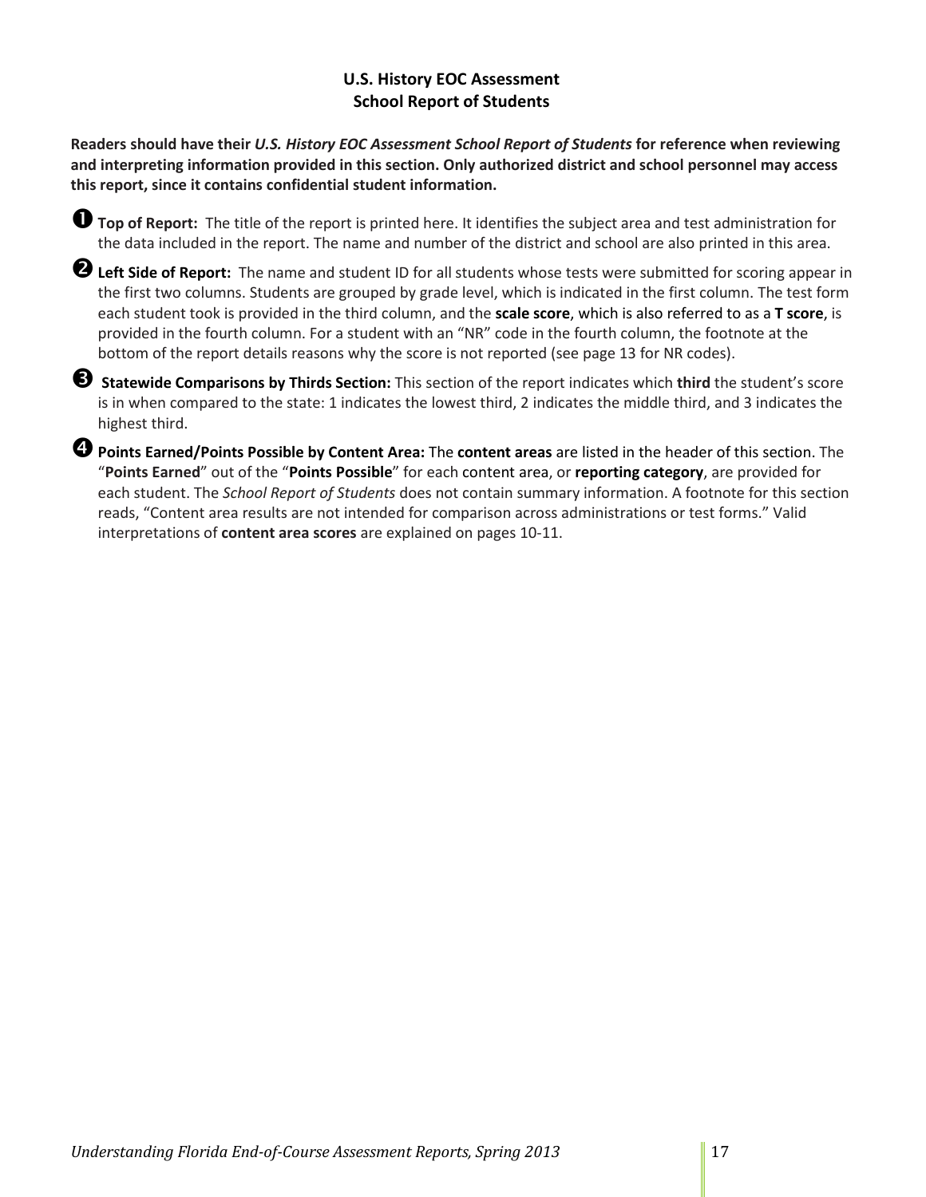## U.S. History EOC Assessment
## School Report of Students

**Readers should have their *U.S. History EOC Assessment School Report of Students* for reference when reviewing and interpreting information provided in this section. Only authorized district and school personnel may access this report, since it contains confidential student information.**

➊ **Top of Report:** The title of the report is printed here. It identifies the subject area and test administration for the data included in the report. The name and number of the district and school are also printed in this area.

➋ **Left Side of Report:** The name and student ID for all students whose tests were submitted for scoring appear in the first two columns. Students are grouped by grade level, which is indicated in the first column. The test form each student took is provided in the third column, and the **scale score**, which is also referred to as a **T score**, is provided in the fourth column. For a student with an "NR" code in the fourth column, the footnote at the bottom of the report details reasons why the score is not reported (see page 13 for NR codes).

➌ **Statewide Comparisons by Thirds Section:** This section of the report indicates which **third** the student's score is in when compared to the state: 1 indicates the lowest third, 2 indicates the middle third, and 3 indicates the highest third.

➍ **Points Earned/Points Possible by Content Area:** The **content areas** are listed in the header of this section. The "**Points Earned**" out of the "**Points Possible**" for each content area, or **reporting category**, are provided for each student. The *School Report of Students* does not contain summary information. A footnote for this section reads, "Content area results are not intended for comparison across administrations or test forms." Valid interpretations of **content area scores** are explained on pages 10-11.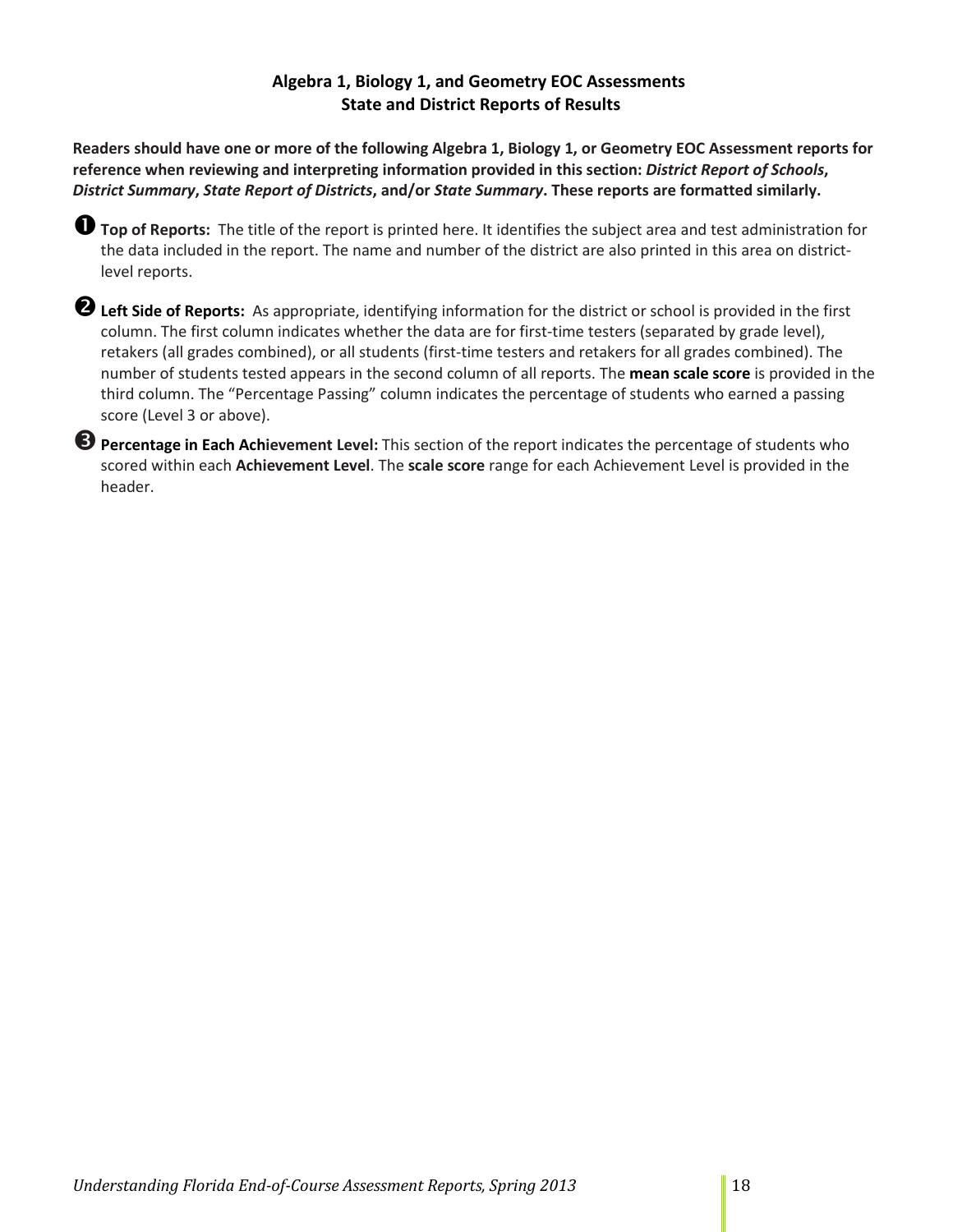## Algebra 1, Biology 1, and Geometry EOC Assessments
## State and District Reports of Results

**Readers should have one or more of the following Algebra 1, Biology 1, or Geometry EOC Assessment reports for reference when reviewing and interpreting information provided in this section: *District Report of Schools*, *District Summary*, *State Report of Districts*, and/or *State Summary*. These reports are formatted similarly.**

➊ **Top of Reports:** The title of the report is printed here. It identifies the subject area and test administration for the data included in the report. The name and number of the district are also printed in this area on district-level reports.

➋ **Left Side of Reports:** As appropriate, identifying information for the district or school is provided in the first column. The first column indicates whether the data are for first-time testers (separated by grade level), retakers (all grades combined), or all students (first-time testers and retakers for all grades combined). The number of students tested appears in the second column of all reports. The **mean scale score** is provided in the third column. The "Percentage Passing" column indicates the percentage of students who earned a passing score (Level 3 or above).

➌ **Percentage in Each Achievement Level:** This section of the report indicates the percentage of students who scored within each **Achievement Level**. The **scale score** range for each Achievement Level is provided in the header.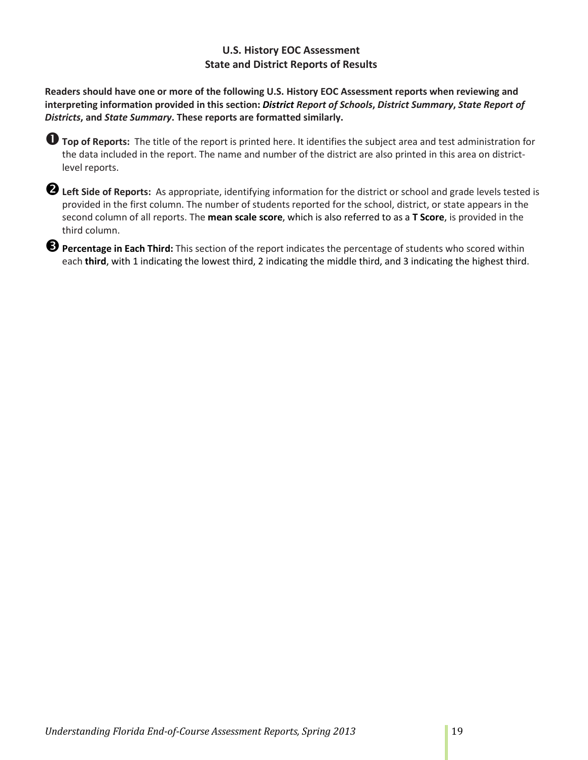## U.S. History EOC Assessment
## State and District Reports of Results

**Readers should have one or more of the following U.S. History EOC Assessment reports when reviewing and interpreting information provided in this section: *District Report of Schools*, *District Summary*, *State Report of Districts*, and *State Summary*. These reports are formatted similarly.**

➊ **Top of Reports:** The title of the report is printed here. It identifies the subject area and test administration for the data included in the report. The name and number of the district are also printed in this area on district-level reports.

➋ **Left Side of Reports:** As appropriate, identifying information for the district or school and grade levels tested is provided in the first column. The number of students reported for the school, district, or state appears in the second column of all reports. The **mean scale score**, which is also referred to as a **T Score**, is provided in the third column.

➌ **Percentage in Each Third:** This section of the report indicates the percentage of students who scored within each **third**, with 1 indicating the lowest third, 2 indicating the middle third, and 3 indicating the highest third.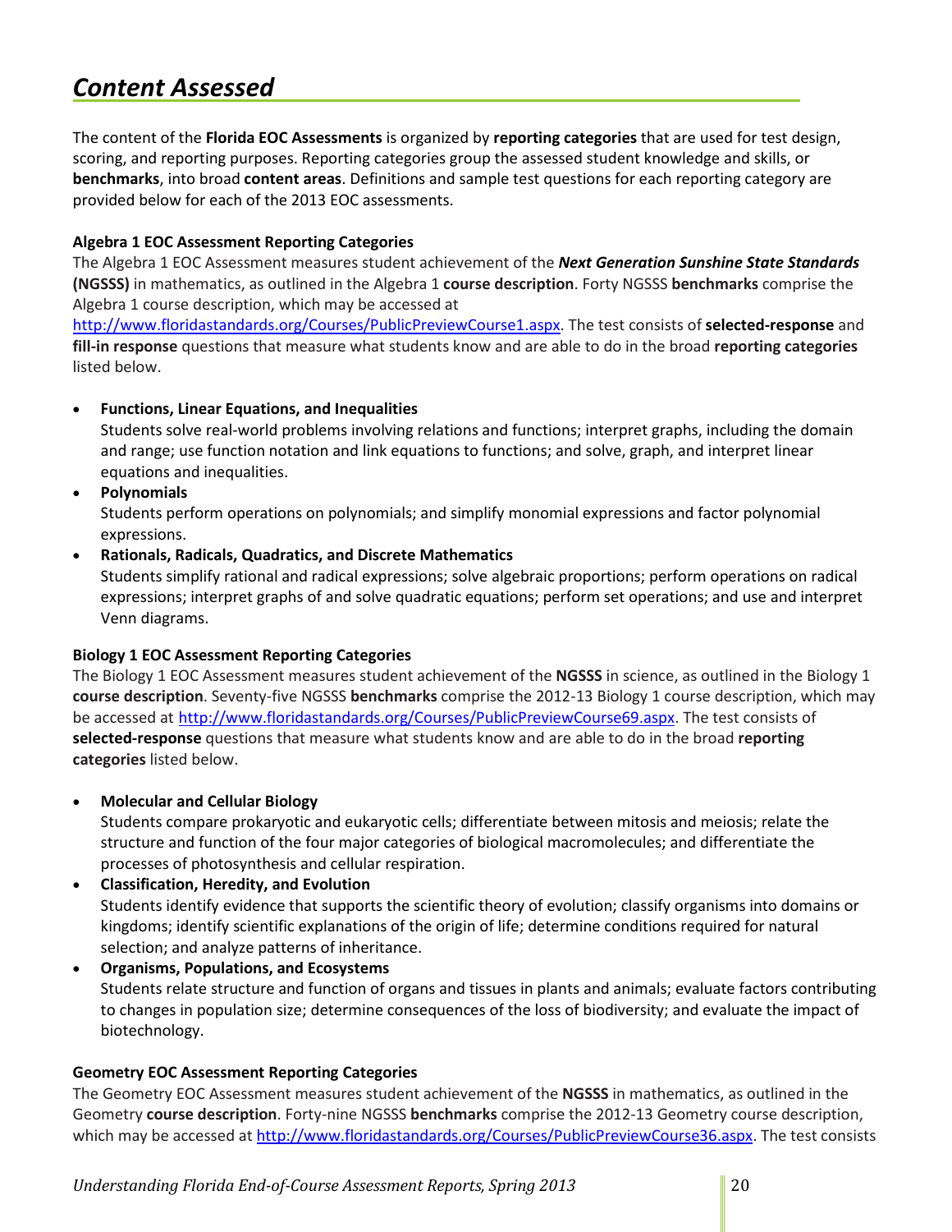# *Content Assessed*

The content of the **Florida EOC Assessments** is organized by **reporting categories** that are used for test design, scoring, and reporting purposes. Reporting categories group the assessed student knowledge and skills, or **benchmarks**, into broad **content areas**. Definitions and sample test questions for each reporting category are provided below for each of the 2013 EOC assessments.

**Algebra 1 EOC Assessment Reporting Categories**

The Algebra 1 EOC Assessment measures student achievement of the ***Next Generation Sunshine State Standards* (NGSSS)** in mathematics, as outlined in the Algebra 1 **course description**. Forty NGSSS **benchmarks** comprise the Algebra 1 course description, which may be accessed at http://www.floridastandards.org/Courses/PublicPreviewCourse1.aspx. The test consists of **selected-response** and **fill-in response** questions that measure what students know and are able to do in the broad **reporting categories** listed below.

- **Functions, Linear Equations, and Inequalities**
  Students solve real-world problems involving relations and functions; interpret graphs, including the domain and range; use function notation and link equations to functions; and solve, graph, and interpret linear equations and inequalities.
- **Polynomials**
  Students perform operations on polynomials; and simplify monomial expressions and factor polynomial expressions.
- **Rationals, Radicals, Quadratics, and Discrete Mathematics**
  Students simplify rational and radical expressions; solve algebraic proportions; perform operations on radical expressions; interpret graphs of and solve quadratic equations; perform set operations; and use and interpret Venn diagrams.

**Biology 1 EOC Assessment Reporting Categories**

The Biology 1 EOC Assessment measures student achievement of the **NGSSS** in science, as outlined in the Biology 1 **course description**. Seventy-five NGSSS **benchmarks** comprise the 2012-13 Biology 1 course description, which may be accessed at http://www.floridastandards.org/Courses/PublicPreviewCourse69.aspx. The test consists of **selected-response** questions that measure what students know and are able to do in the broad **reporting categories** listed below.

- **Molecular and Cellular Biology**
  Students compare prokaryotic and eukaryotic cells; differentiate between mitosis and meiosis; relate the structure and function of the four major categories of biological macromolecules; and differentiate the processes of photosynthesis and cellular respiration.
- **Classification, Heredity, and Evolution**
  Students identify evidence that supports the scientific theory of evolution; classify organisms into domains or kingdoms; identify scientific explanations of the origin of life; determine conditions required for natural selection; and analyze patterns of inheritance.
- **Organisms, Populations, and Ecosystems**
  Students relate structure and function of organs and tissues in plants and animals; evaluate factors contributing to changes in population size; determine consequences of the loss of biodiversity; and evaluate the impact of biotechnology.

**Geometry EOC Assessment Reporting Categories**

The Geometry EOC Assessment measures student achievement of the **NGSSS** in mathematics, as outlined in the Geometry **course description**. Forty-nine NGSSS **benchmarks** comprise the 2012-13 Geometry course description, which may be accessed at http://www.floridastandards.org/Courses/PublicPreviewCourse36.aspx. The test consists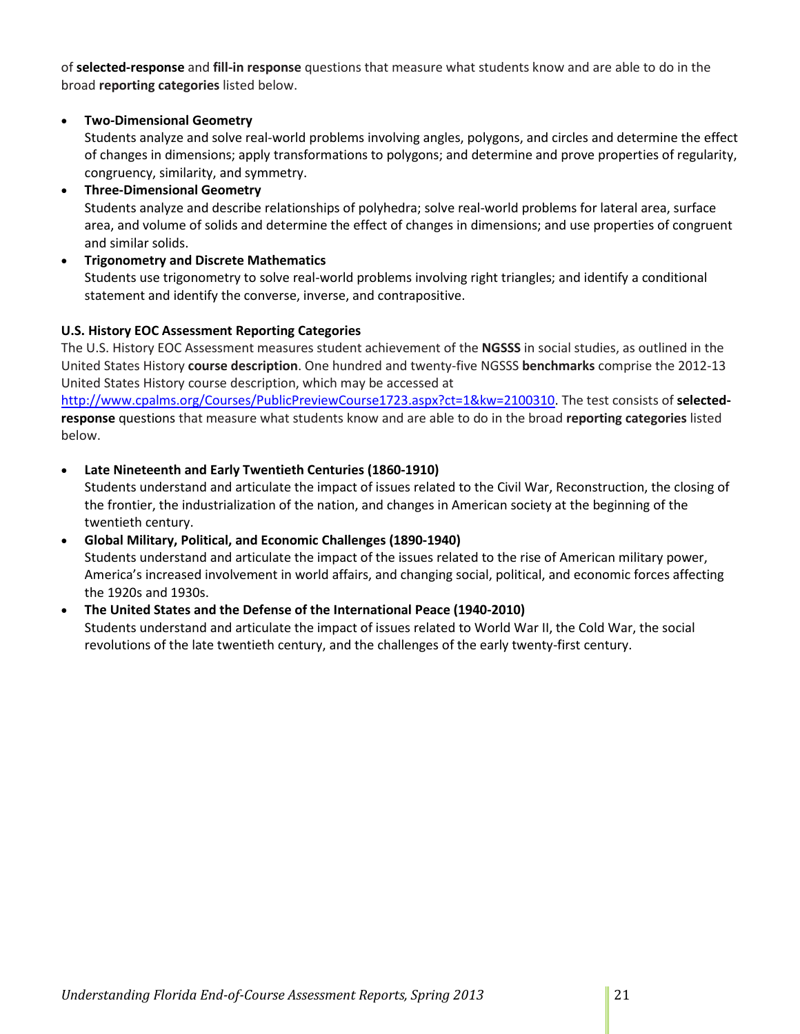of **selected-response** and **fill-in response** questions that measure what students know and are able to do in the broad **reporting categories** listed below.

- **Two-Dimensional Geometry**
  Students analyze and solve real-world problems involving angles, polygons, and circles and determine the effect of changes in dimensions; apply transformations to polygons; and determine and prove properties of regularity, congruency, similarity, and symmetry.
- **Three-Dimensional Geometry**
  Students analyze and describe relationships of polyhedra; solve real-world problems for lateral area, surface area, and volume of solids and determine the effect of changes in dimensions; and use properties of congruent and similar solids.
- **Trigonometry and Discrete Mathematics**
  Students use trigonometry to solve real-world problems involving right triangles; and identify a conditional statement and identify the converse, inverse, and contrapositive.

**U.S. History EOC Assessment Reporting Categories**

The U.S. History EOC Assessment measures student achievement of the **NGSSS** in social studies, as outlined in the United States History **course description**. One hundred and twenty-five NGSSS **benchmarks** comprise the 2012-13 United States History course description, which may be accessed at http://www.cpalms.org/Courses/PublicPreviewCourse1723.aspx?ct=1&kw=2100310. The test consists of **selected-response** questions that measure what students know and are able to do in the broad **reporting categories** listed below.

- **Late Nineteenth and Early Twentieth Centuries (1860-1910)**
  Students understand and articulate the impact of issues related to the Civil War, Reconstruction, the closing of the frontier, the industrialization of the nation, and changes in American society at the beginning of the twentieth century.
- **Global Military, Political, and Economic Challenges (1890-1940)**
  Students understand and articulate the impact of the issues related to the rise of American military power, America's increased involvement in world affairs, and changing social, political, and economic forces affecting the 1920s and 1930s.
- **The United States and the Defense of the International Peace (1940-2010)**
  Students understand and articulate the impact of issues related to World War II, the Cold War, the social revolutions of the late twentieth century, and the challenges of the early twenty-first century.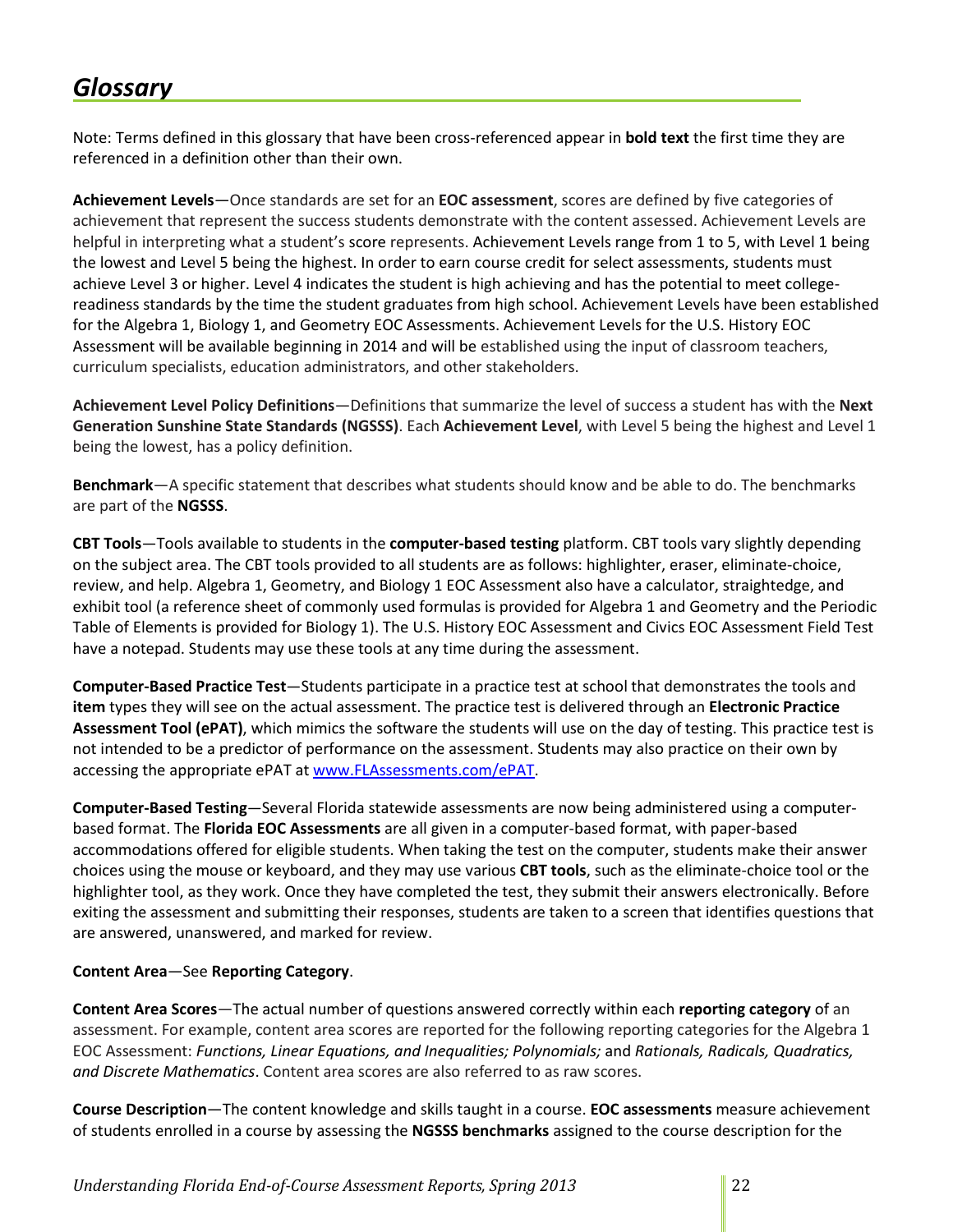# *Glossary*

Note: Terms defined in this glossary that have been cross-referenced appear in **bold text** the first time they are referenced in a definition other than their own.

**Achievement Levels**—Once standards are set for an **EOC assessment**, scores are defined by five categories of achievement that represent the success students demonstrate with the content assessed. Achievement Levels are helpful in interpreting what a student's score represents. Achievement Levels range from 1 to 5, with Level 1 being the lowest and Level 5 being the highest. In order to earn course credit for select assessments, students must achieve Level 3 or higher. Level 4 indicates the student is high achieving and has the potential to meet college-readiness standards by the time the student graduates from high school. Achievement Levels have been established for the Algebra 1, Biology 1, and Geometry EOC Assessments. Achievement Levels for the U.S. History EOC Assessment will be available beginning in 2014 and will be established using the input of classroom teachers, curriculum specialists, education administrators, and other stakeholders.

**Achievement Level Policy Definitions**—Definitions that summarize the level of success a student has with the **Next Generation Sunshine State Standards (NGSSS)**. Each **Achievement Level**, with Level 5 being the highest and Level 1 being the lowest, has a policy definition.

**Benchmark**—A specific statement that describes what students should know and be able to do. The benchmarks are part of the **NGSSS**.

**CBT Tools**—Tools available to students in the **computer-based testing** platform. CBT tools vary slightly depending on the subject area. The CBT tools provided to all students are as follows: highlighter, eraser, eliminate-choice, review, and help. Algebra 1, Geometry, and Biology 1 EOC Assessment also have a calculator, straightedge, and exhibit tool (a reference sheet of commonly used formulas is provided for Algebra 1 and Geometry and the Periodic Table of Elements is provided for Biology 1). The U.S. History EOC Assessment and Civics EOC Assessment Field Test have a notepad. Students may use these tools at any time during the assessment.

**Computer-Based Practice Test**—Students participate in a practice test at school that demonstrates the tools and **item** types they will see on the actual assessment. The practice test is delivered through an **Electronic Practice Assessment Tool (ePAT)**, which mimics the software the students will use on the day of testing. This practice test is not intended to be a predictor of performance on the assessment. Students may also practice on their own by accessing the appropriate ePAT at [www.FLAssessments.com/ePAT](http://www.FLAssessments.com/ePAT).

**Computer-Based Testing**—Several Florida statewide assessments are now being administered using a computer-based format. The **Florida EOC Assessments** are all given in a computer-based format, with paper-based accommodations offered for eligible students. When taking the test on the computer, students make their answer choices using the mouse or keyboard, and they may use various **CBT tools**, such as the eliminate-choice tool or the highlighter tool, as they work. Once they have completed the test, they submit their answers electronically. Before exiting the assessment and submitting their responses, students are taken to a screen that identifies questions that are answered, unanswered, and marked for review.

**Content Area**—See **Reporting Category**.

**Content Area Scores**—The actual number of questions answered correctly within each **reporting category** of an assessment. For example, content area scores are reported for the following reporting categories for the Algebra 1 EOC Assessment: *Functions, Linear Equations, and Inequalities; Polynomials;* and *Rationals, Radicals, Quadratics, and Discrete Mathematics*. Content area scores are also referred to as raw scores.

**Course Description**—The content knowledge and skills taught in a course. **EOC assessments** measure achievement of students enrolled in a course by assessing the **NGSSS benchmarks** assigned to the course description for the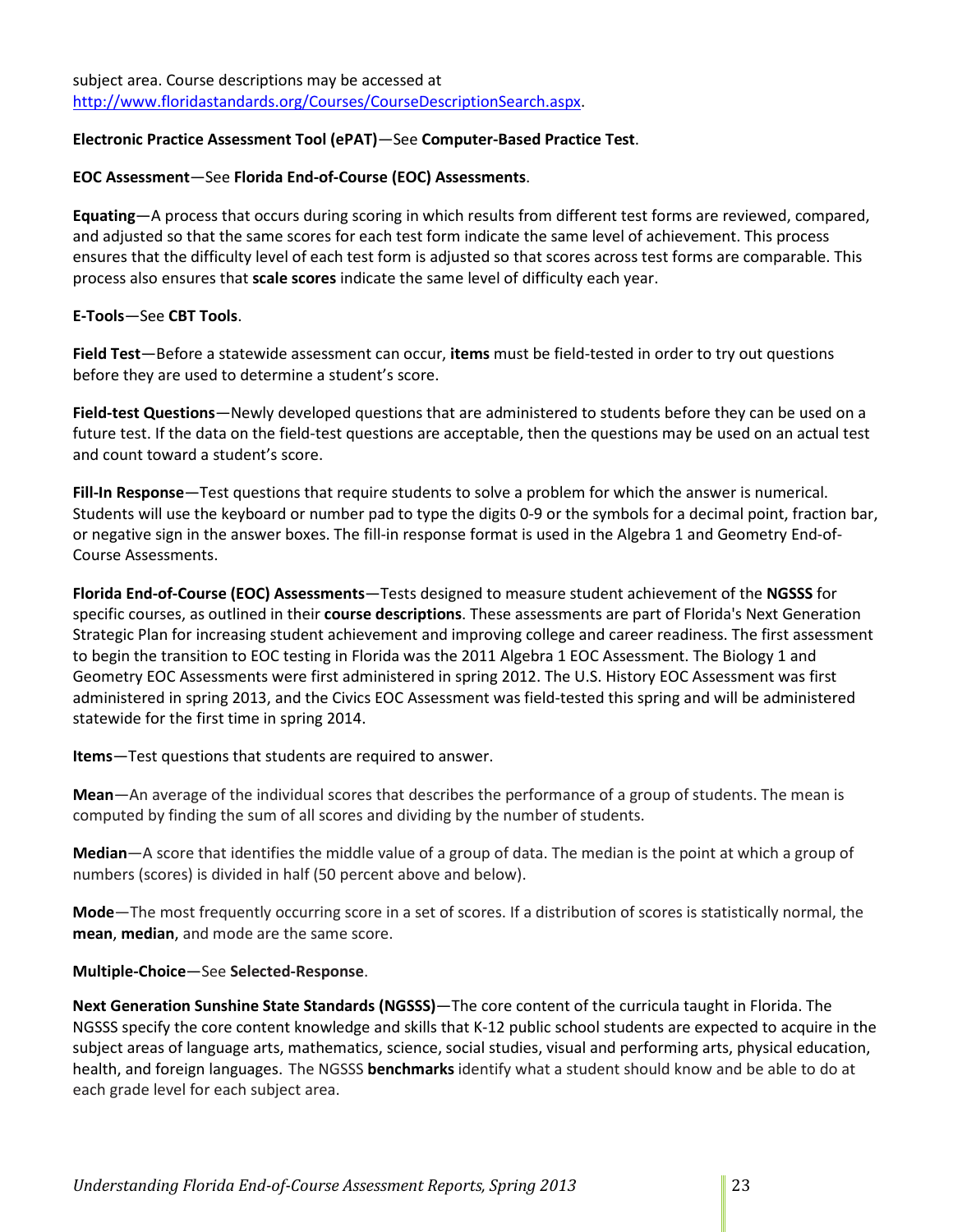subject area. Course descriptions may be accessed at http://www.floridastandards.org/Courses/CourseDescriptionSearch.aspx.

**Electronic Practice Assessment Tool (ePAT)**—See **Computer-Based Practice Test**.

**EOC Assessment**—See **Florida End-of-Course (EOC) Assessments**.

**Equating**—A process that occurs during scoring in which results from different test forms are reviewed, compared, and adjusted so that the same scores for each test form indicate the same level of achievement. This process ensures that the difficulty level of each test form is adjusted so that scores across test forms are comparable. This process also ensures that **scale scores** indicate the same level of difficulty each year.

**E-Tools**—See **CBT Tools**.

**Field Test**—Before a statewide assessment can occur, **items** must be field-tested in order to try out questions before they are used to determine a student's score.

**Field-test Questions**—Newly developed questions that are administered to students before they can be used on a future test. If the data on the field-test questions are acceptable, then the questions may be used on an actual test and count toward a student's score.

**Fill-In Response**—Test questions that require students to solve a problem for which the answer is numerical. Students will use the keyboard or number pad to type the digits 0-9 or the symbols for a decimal point, fraction bar, or negative sign in the answer boxes. The fill-in response format is used in the Algebra 1 and Geometry End-of-Course Assessments.

**Florida End-of-Course (EOC) Assessments**—Tests designed to measure student achievement of the **NGSSS** for specific courses, as outlined in their **course descriptions**. These assessments are part of Florida's Next Generation Strategic Plan for increasing student achievement and improving college and career readiness. The first assessment to begin the transition to EOC testing in Florida was the 2011 Algebra 1 EOC Assessment. The Biology 1 and Geometry EOC Assessments were first administered in spring 2012. The U.S. History EOC Assessment was first administered in spring 2013, and the Civics EOC Assessment was field-tested this spring and will be administered statewide for the first time in spring 2014.

**Items**—Test questions that students are required to answer.

**Mean**—An average of the individual scores that describes the performance of a group of students. The mean is computed by finding the sum of all scores and dividing by the number of students.

**Median**—A score that identifies the middle value of a group of data. The median is the point at which a group of numbers (scores) is divided in half (50 percent above and below).

**Mode**—The most frequently occurring score in a set of scores. If a distribution of scores is statistically normal, the **mean**, **median**, and mode are the same score.

**Multiple-Choice**—See **Selected-Response**.

**Next Generation Sunshine State Standards (NGSSS)**—The core content of the curricula taught in Florida. The NGSSS specify the core content knowledge and skills that K-12 public school students are expected to acquire in the subject areas of language arts, mathematics, science, social studies, visual and performing arts, physical education, health, and foreign languages. The NGSSS **benchmarks** identify what a student should know and be able to do at each grade level for each subject area.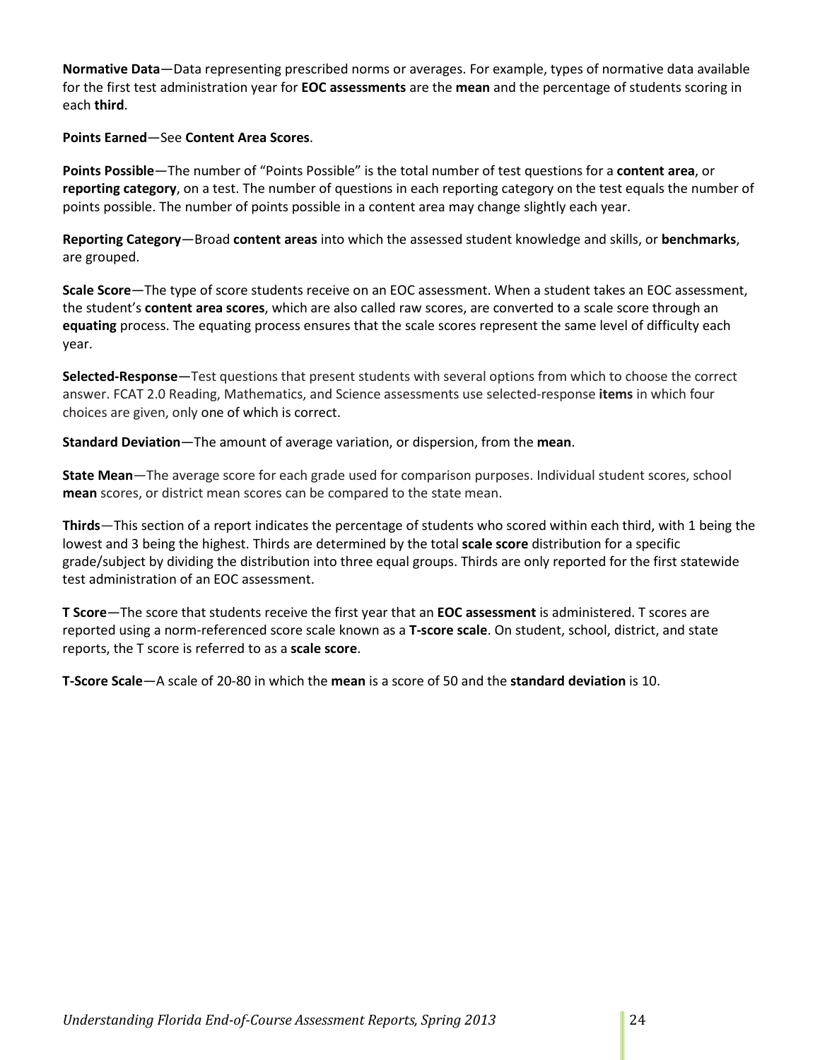**Normative Data**—Data representing prescribed norms or averages. For example, types of normative data available for the first test administration year for **EOC assessments** are the **mean** and the percentage of students scoring in each **third**.

**Points Earned**—See **Content Area Scores**.

**Points Possible**—The number of "Points Possible" is the total number of test questions for a **content area**, or **reporting category**, on a test. The number of questions in each reporting category on the test equals the number of points possible. The number of points possible in a content area may change slightly each year.

**Reporting Category**—Broad **content areas** into which the assessed student knowledge and skills, or **benchmarks**, are grouped.

**Scale Score**—The type of score students receive on an EOC assessment. When a student takes an EOC assessment, the student's **content area scores**, which are also called raw scores, are converted to a scale score through an **equating** process. The equating process ensures that the scale scores represent the same level of difficulty each year.

**Selected-Response**—Test questions that present students with several options from which to choose the correct answer. FCAT 2.0 Reading, Mathematics, and Science assessments use selected-response **items** in which four choices are given, only one of which is correct.

**Standard Deviation**—The amount of average variation, or dispersion, from the **mean**.

**State Mean**—The average score for each grade used for comparison purposes. Individual student scores, school **mean** scores, or district mean scores can be compared to the state mean.

**Thirds**—This section of a report indicates the percentage of students who scored within each third, with 1 being the lowest and 3 being the highest. Thirds are determined by the total **scale score** distribution for a specific grade/subject by dividing the distribution into three equal groups. Thirds are only reported for the first statewide test administration of an EOC assessment.

**T Score**—The score that students receive the first year that an **EOC assessment** is administered. T scores are reported using a norm-referenced score scale known as a **T-score scale**. On student, school, district, and state reports, the T score is referred to as a **scale score**.

**T-Score Scale**—A scale of 20-80 in which the **mean** is a score of 50 and the **standard deviation** is 10.